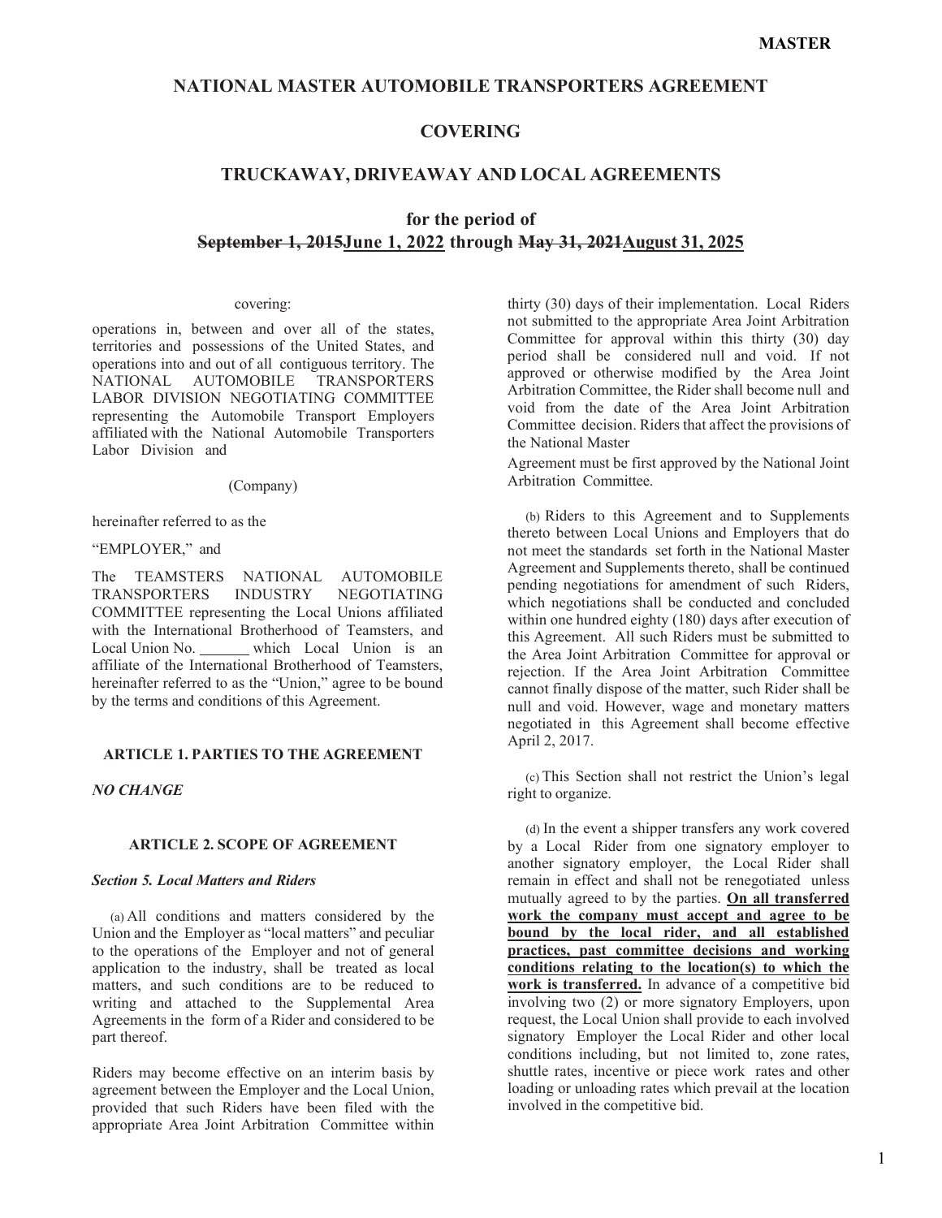**MASTER**

# NATIONAL MASTER AUTOMOBILE TRANSPORTERS AGREEMENT

## COVERING

## TRUCKAWAY, DRIVEAWAY AND LOCAL AGREEMENTS

## for the period of ~~September 1, 2015~~<u>June 1, 2022</u> through ~~May 31, 2021~~<u>August 31, 2025</u>

covering:

operations in, between and over all of the states, territories and possessions of the United States, and operations into and out of all contiguous territory. The NATIONAL AUTOMOBILE TRANSPORTERS LABOR DIVISION NEGOTIATING COMMITTEE representing the Automobile Transport Employers affiliated with the National Automobile Transporters Labor Division and

(Company)

hereinafter referred to as the

"EMPLOYER," and

The TEAMSTERS NATIONAL AUTOMOBILE TRANSPORTERS INDUSTRY NEGOTIATING COMMITTEE representing the Local Unions affiliated with the International Brotherhood of Teamsters, and Local Union No. _______ which Local Union is an affiliate of the International Brotherhood of Teamsters, hereinafter referred to as the "Union," agree to be bound by the terms and conditions of this Agreement.

### ARTICLE 1. PARTIES TO THE AGREEMENT

*NO CHANGE*

### ARTICLE 2. SCOPE OF AGREEMENT

***Section 5. Local Matters and Riders***

(a) All conditions and matters considered by the Union and the Employer as "local matters" and peculiar to the operations of the Employer and not of general application to the industry, shall be treated as local matters, and such conditions are to be reduced to writing and attached to the Supplemental Area Agreements in the form of a Rider and considered to be part thereof.

Riders may become effective on an interim basis by agreement between the Employer and the Local Union, provided that such Riders have been filed with the appropriate Area Joint Arbitration Committee within thirty (30) days of their implementation. Local Riders not submitted to the appropriate Area Joint Arbitration Committee for approval within this thirty (30) day period shall be considered null and void. If not approved or otherwise modified by the Area Joint Arbitration Committee, the Rider shall become null and void from the date of the Area Joint Arbitration Committee decision. Riders that affect the provisions of the National Master Agreement must be first approved by the National Joint Arbitration Committee.

(b) Riders to this Agreement and to Supplements thereto between Local Unions and Employers that do not meet the standards set forth in the National Master Agreement and Supplements thereto, shall be continued pending negotiations for amendment of such Riders, which negotiations shall be conducted and concluded within one hundred eighty (180) days after execution of this Agreement. All such Riders must be submitted to the Area Joint Arbitration Committee for approval or rejection. If the Area Joint Arbitration Committee cannot finally dispose of the matter, such Rider shall be null and void. However, wage and monetary matters negotiated in this Agreement shall become effective April 2, 2017.

(c) This Section shall not restrict the Union's legal right to organize.

(d) In the event a shipper transfers any work covered by a Local Rider from one signatory employer to another signatory employer, the Local Rider shall remain in effect and shall not be renegotiated unless mutually agreed to by the parties. <u>**On all transferred work the company must accept and agree to be bound by the local rider, and all established practices, past committee decisions and working conditions relating to the location(s) to which the work is transferred.**</u> In advance of a competitive bid involving two (2) or more signatory Employers, upon request, the Local Union shall provide to each involved signatory Employer the Local Rider and other local conditions including, but not limited to, zone rates, shuttle rates, incentive or piece work rates and other loading or unloading rates which prevail at the location involved in the competitive bid.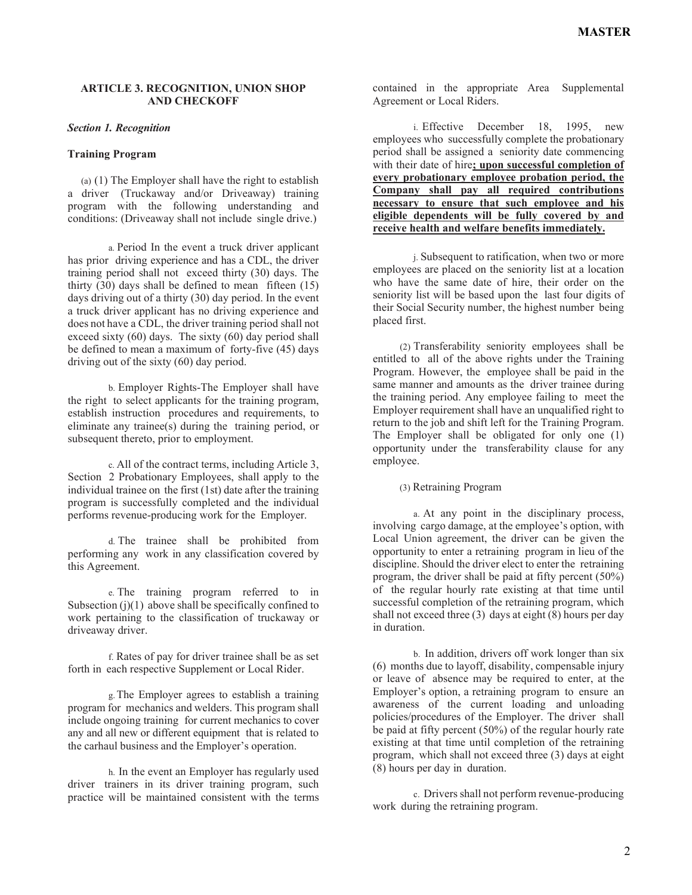## ARTICLE 3. RECOGNITION, UNION SHOP AND CHECKOFF

***Section 1. Recognition***

**Training Program**

(a) (1) The Employer shall have the right to establish a driver (Truckaway and/or Driveaway) training program with the following understanding and conditions: (Driveaway shall not include single drive.)

a. Period In the event a truck driver applicant has prior driving experience and has a CDL, the driver training period shall not exceed thirty (30) days. The thirty (30) days shall be defined to mean fifteen (15) days driving out of a thirty (30) day period. In the event a truck driver applicant has no driving experience and does not have a CDL, the driver training period shall not exceed sixty (60) days. The sixty (60) day period shall be defined to mean a maximum of forty-five (45) days driving out of the sixty (60) day period.

b. Employer Rights-The Employer shall have the right to select applicants for the training program, establish instruction procedures and requirements, to eliminate any trainee(s) during the training period, or subsequent thereto, prior to employment.

c. All of the contract terms, including Article 3, Section 2 Probationary Employees, shall apply to the individual trainee on the first (1st) date after the training program is successfully completed and the individual performs revenue-producing work for the Employer.

d. The trainee shall be prohibited from performing any work in any classification covered by this Agreement.

e. The training program referred to in Subsection (j)(1) above shall be specifically confined to work pertaining to the classification of truckaway or driveaway driver.

f. Rates of pay for driver trainee shall be as set forth in each respective Supplement or Local Rider.

g. The Employer agrees to establish a training program for mechanics and welders. This program shall include ongoing training for current mechanics to cover any and all new or different equipment that is related to the carhaul business and the Employer's operation.

h. In the event an Employer has regularly used driver trainers in its driver training program, such practice will be maintained consistent with the terms contained in the appropriate Area Supplemental Agreement or Local Riders.

i. Effective December 18, 1995, new employees who successfully complete the probationary period shall be assigned a seniority date commencing with their date of hire**; upon successful completion of every probationary employee probation period, the Company shall pay all required contributions necessary to ensure that such employee and his eligible dependents will be fully covered by and receive health and welfare benefits immediately.**

j. Subsequent to ratification, when two or more employees are placed on the seniority list at a location who have the same date of hire, their order on the seniority list will be based upon the last four digits of their Social Security number, the highest number being placed first.

(2) Transferability seniority employees shall be entitled to all of the above rights under the Training Program. However, the employee shall be paid in the same manner and amounts as the driver trainee during the training period. Any employee failing to meet the Employer requirement shall have an unqualified right to return to the job and shift left for the Training Program. The Employer shall be obligated for only one (1) opportunity under the transferability clause for any employee.

(3) Retraining Program

a. At any point in the disciplinary process, involving cargo damage, at the employee's option, with Local Union agreement, the driver can be given the opportunity to enter a retraining program in lieu of the discipline. Should the driver elect to enter the retraining program, the driver shall be paid at fifty percent (50%) of the regular hourly rate existing at that time until successful completion of the retraining program, which shall not exceed three (3) days at eight (8) hours per day in duration.

b. In addition, drivers off work longer than six (6) months due to layoff, disability, compensable injury or leave of absence may be required to enter, at the Employer's option, a retraining program to ensure an awareness of the current loading and unloading policies/procedures of the Employer. The driver shall be paid at fifty percent (50%) of the regular hourly rate existing at that time until completion of the retraining program, which shall not exceed three (3) days at eight (8) hours per day in duration.

c. Drivers shall not perform revenue-producing work during the retraining program.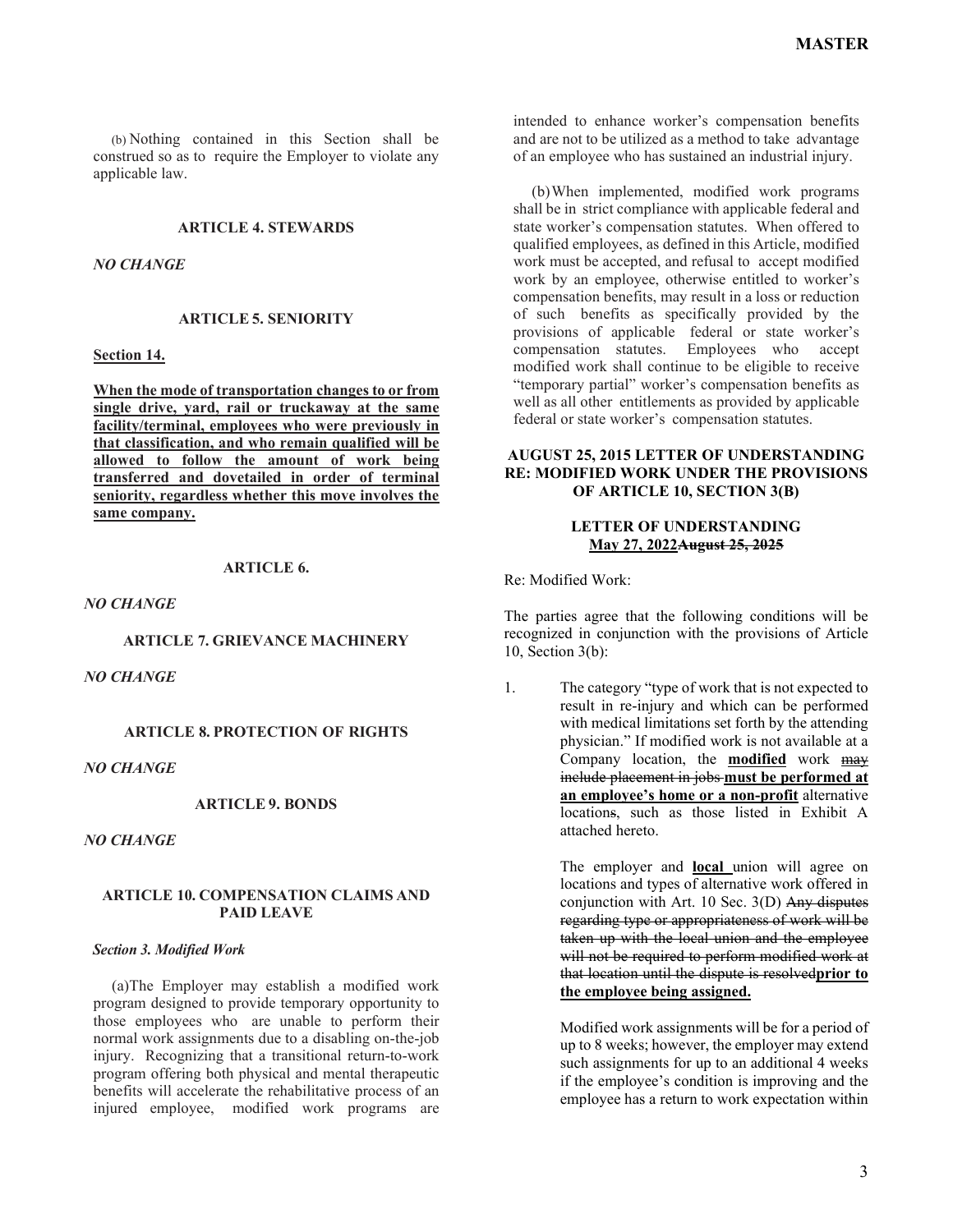(b) Nothing contained in this Section shall be construed so as to require the Employer to violate any applicable law.

### ARTICLE 4. STEWARDS

*NO CHANGE*

### ARTICLE 5. SENIORITY

**Section 14.**

**When the mode of transportation changes to or from single drive, yard, rail or truckaway at the same facility/terminal, employees who were previously in that classification, and who remain qualified will be allowed to follow the amount of work being transferred and dovetailed in order of terminal seniority, regardless whether this move involves the same company.**

### ARTICLE 6.

*NO CHANGE*

### ARTICLE 7. GRIEVANCE MACHINERY

*NO CHANGE*

### ARTICLE 8. PROTECTION OF RIGHTS

*NO CHANGE*

### ARTICLE 9. BONDS

*NO CHANGE*

### ARTICLE 10. COMPENSATION CLAIMS AND PAID LEAVE

***Section 3. Modified Work***

(a)The Employer may establish a modified work program designed to provide temporary opportunity to those employees who are unable to perform their normal work assignments due to a disabling on-the-job injury. Recognizing that a transitional return-to-work program offering both physical and mental therapeutic benefits will accelerate the rehabilitative process of an injured employee, modified work programs are intended to enhance worker's compensation benefits and are not to be utilized as a method to take advantage of an employee who has sustained an industrial injury.

(b)When implemented, modified work programs shall be in strict compliance with applicable federal and state worker's compensation statutes. When offered to qualified employees, as defined in this Article, modified work must be accepted, and refusal to accept modified work by an employee, otherwise entitled to worker's compensation benefits, may result in a loss or reduction of such benefits as specifically provided by the provisions of applicable federal or state worker's compensation statutes. Employees who accept modified work shall continue to be eligible to receive "temporary partial" worker's compensation benefits as well as all other entitlements as provided by applicable federal or state worker's compensation statutes.

### AUGUST 25, 2015 LETTER OF UNDERSTANDING RE: MODIFIED WORK UNDER THE PROVISIONS OF ARTICLE 10, SECTION 3(B)

**LETTER OF UNDERSTANDING**
**May 27, 2022**~~August 25, 2025~~

Re: Modified Work:

The parties agree that the following conditions will be recognized in conjunction with the provisions of Article 10, Section 3(b):

1. The category "type of work that is not expected to result in re-injury and which can be performed with medical limitations set forth by the attending physician." If modified work is not available at a Company location, the **modified** work ~~may include placement in jobs~~ **must be performed at an employee's home or a non-profit** alternative location~~s~~, such as those listed in Exhibit A attached hereto.

   The employer and **local** union will agree on locations and types of alternative work offered in conjunction with Art. 10 Sec. 3(D) ~~Any disputes regarding type or appropriateness of work will be taken up with the local union and the employee will not be required to perform modified work at that location until the dispute is resolved~~**prior to the employee being assigned.**

   Modified work assignments will be for a period of up to 8 weeks; however, the employer may extend such assignments for up to an additional 4 weeks if the employee's condition is improving and the employee has a return to work expectation within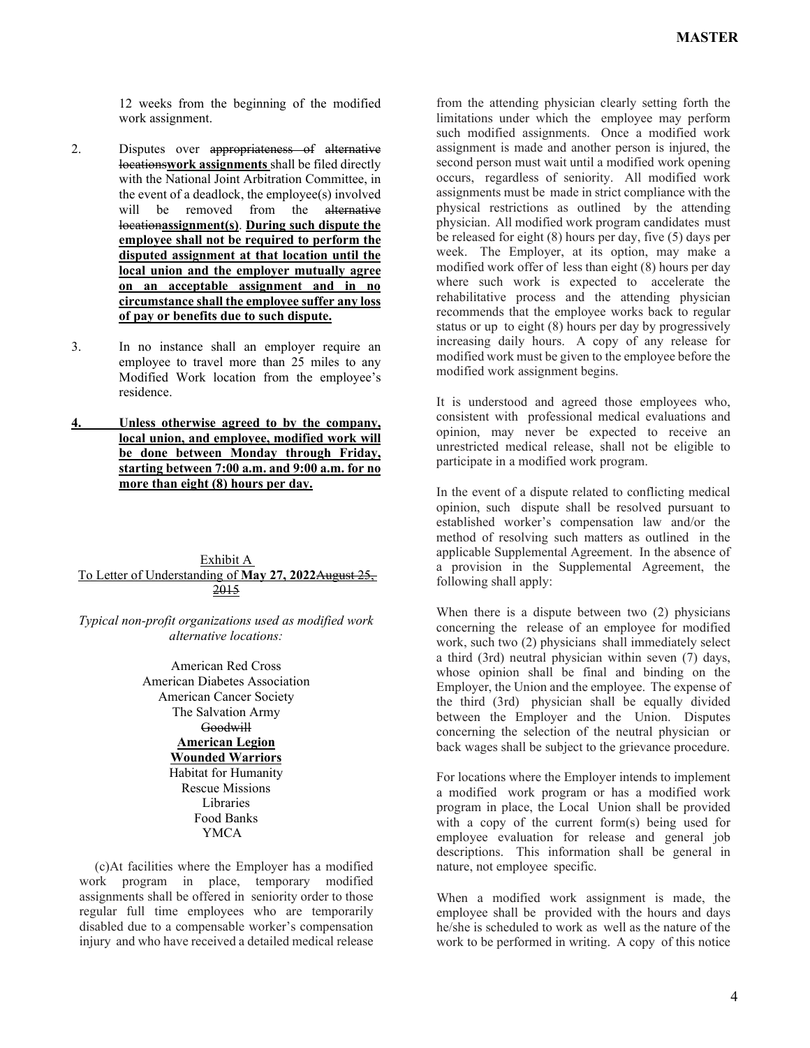12 weeks from the beginning of the modified work assignment.

2. Disputes over ~~appropriateness of~~ ~~alternative locations~~**work assignments** shall be filed directly with the National Joint Arbitration Committee, in the event of a deadlock, the employee(s) involved will be removed from the ~~alternative location~~**assignment(s)**. **<u>During such dispute the employee shall not be required to perform the disputed assignment at that location until the local union and the employer mutually agree on an acceptable assignment and in no circumstance shall the employee suffer any loss of pay or benefits due to such dispute.</u>**

3. In no instance shall an employer require an employee to travel more than 25 miles to any Modified Work location from the employee's residence.

**<u>4. Unless otherwise agreed to by the company, local union, and employee, modified work will be done between Monday through Friday, starting between 7:00 a.m. and 9:00 a.m. for no more than eight (8) hours per day.</u>**

<u>Exhibit A</u>
<u>To Letter of Understanding of **May 27, 2022**~~August 25, 2015~~</u>

*Typical non-profit organizations used as modified work alternative locations:*

American Red Cross
American Diabetes Association
American Cancer Society
The Salvation Army
~~Goodwill~~
**<u>American Legion</u>**
**<u>Wounded Warriors</u>**
Habitat for Humanity
Rescue Missions
Libraries
Food Banks
YMCA

(c)At facilities where the Employer has a modified work program in place, temporary modified assignments shall be offered in seniority order to those regular full time employees who are temporarily disabled due to a compensable worker's compensation injury and who have received a detailed medical release from the attending physician clearly setting forth the limitations under which the employee may perform such modified assignments. Once a modified work assignment is made and another person is injured, the second person must wait until a modified work opening occurs, regardless of seniority. All modified work assignments must be made in strict compliance with the physical restrictions as outlined by the attending physician. All modified work program candidates must be released for eight (8) hours per day, five (5) days per week. The Employer, at its option, may make a modified work offer of less than eight (8) hours per day where such work is expected to accelerate the rehabilitative process and the attending physician recommends that the employee works back to regular status or up to eight (8) hours per day by progressively increasing daily hours. A copy of any release for modified work must be given to the employee before the modified work assignment begins.

It is understood and agreed those employees who, consistent with professional medical evaluations and opinion, may never be expected to receive an unrestricted medical release, shall not be eligible to participate in a modified work program.

In the event of a dispute related to conflicting medical opinion, such dispute shall be resolved pursuant to established worker's compensation law and/or the method of resolving such matters as outlined in the applicable Supplemental Agreement. In the absence of a provision in the Supplemental Agreement, the following shall apply:

When there is a dispute between two (2) physicians concerning the release of an employee for modified work, such two (2) physicians shall immediately select a third (3rd) neutral physician within seven (7) days, whose opinion shall be final and binding on the Employer, the Union and the employee. The expense of the third (3rd) physician shall be equally divided between the Employer and the Union. Disputes concerning the selection of the neutral physician or back wages shall be subject to the grievance procedure.

For locations where the Employer intends to implement a modified work program or has a modified work program in place, the Local Union shall be provided with a copy of the current form(s) being used for employee evaluation for release and general job descriptions. This information shall be general in nature, not employee specific.

When a modified work assignment is made, the employee shall be provided with the hours and days he/she is scheduled to work as well as the nature of the work to be performed in writing. A copy of this notice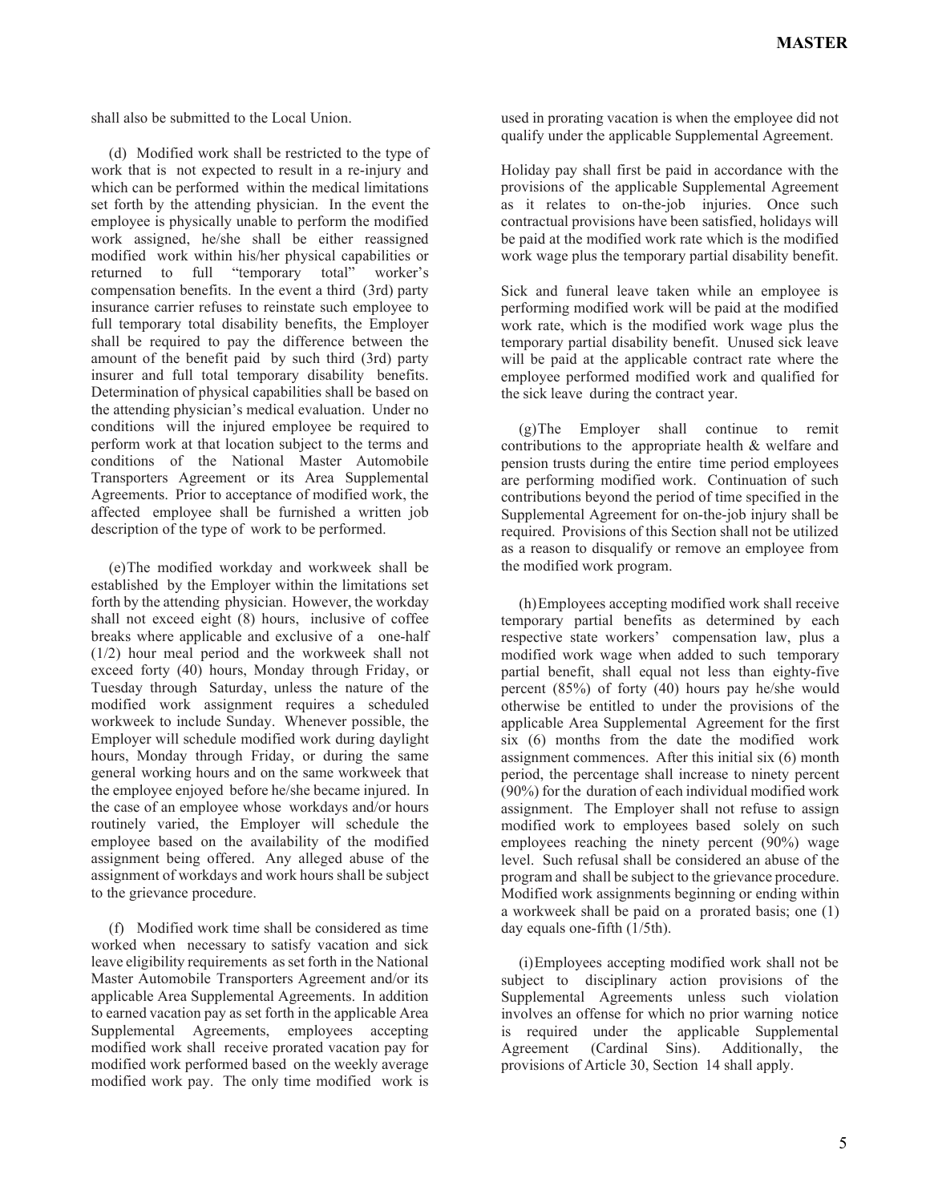shall also be submitted to the Local Union.

(d) Modified work shall be restricted to the type of work that is not expected to result in a re-injury and which can be performed within the medical limitations set forth by the attending physician. In the event the employee is physically unable to perform the modified work assigned, he/she shall be either reassigned modified work within his/her physical capabilities or returned to full "temporary total" worker's compensation benefits. In the event a third (3rd) party insurance carrier refuses to reinstate such employee to full temporary total disability benefits, the Employer shall be required to pay the difference between the amount of the benefit paid by such third (3rd) party insurer and full total temporary disability benefits. Determination of physical capabilities shall be based on the attending physician's medical evaluation. Under no conditions will the injured employee be required to perform work at that location subject to the terms and conditions of the National Master Automobile Transporters Agreement or its Area Supplemental Agreements. Prior to acceptance of modified work, the affected employee shall be furnished a written job description of the type of work to be performed.

(e) The modified workday and workweek shall be established by the Employer within the limitations set forth by the attending physician. However, the workday shall not exceed eight (8) hours, inclusive of coffee breaks where applicable and exclusive of a one-half (1/2) hour meal period and the workweek shall not exceed forty (40) hours, Monday through Friday, or Tuesday through Saturday, unless the nature of the modified work assignment requires a scheduled workweek to include Sunday. Whenever possible, the Employer will schedule modified work during daylight hours, Monday through Friday, or during the same general working hours and on the same workweek that the employee enjoyed before he/she became injured. In the case of an employee whose workdays and/or hours routinely varied, the Employer will schedule the employee based on the availability of the modified assignment being offered. Any alleged abuse of the assignment of workdays and work hours shall be subject to the grievance procedure.

(f) Modified work time shall be considered as time worked when necessary to satisfy vacation and sick leave eligibility requirements as set forth in the National Master Automobile Transporters Agreement and/or its applicable Area Supplemental Agreements. In addition to earned vacation pay as set forth in the applicable Area Supplemental Agreements, employees accepting modified work shall receive prorated vacation pay for modified work performed based on the weekly average modified work pay. The only time modified work is used in prorating vacation is when the employee did not qualify under the applicable Supplemental Agreement.

Holiday pay shall first be paid in accordance with the provisions of the applicable Supplemental Agreement as it relates to on-the-job injuries. Once such contractual provisions have been satisfied, holidays will be paid at the modified work rate which is the modified work wage plus the temporary partial disability benefit.

Sick and funeral leave taken while an employee is performing modified work will be paid at the modified work rate, which is the modified work wage plus the temporary partial disability benefit. Unused sick leave will be paid at the applicable contract rate where the employee performed modified work and qualified for the sick leave during the contract year.

(g) The Employer shall continue to remit contributions to the appropriate health & welfare and pension trusts during the entire time period employees are performing modified work. Continuation of such contributions beyond the period of time specified in the Supplemental Agreement for on-the-job injury shall be required. Provisions of this Section shall not be utilized as a reason to disqualify or remove an employee from the modified work program.

(h) Employees accepting modified work shall receive temporary partial benefits as determined by each respective state workers' compensation law, plus a modified work wage when added to such temporary partial benefit, shall equal not less than eighty-five percent (85%) of forty (40) hours pay he/she would otherwise be entitled to under the provisions of the applicable Area Supplemental Agreement for the first six (6) months from the date the modified work assignment commences. After this initial six (6) month period, the percentage shall increase to ninety percent (90%) for the duration of each individual modified work assignment. The Employer shall not refuse to assign modified work to employees based solely on such employees reaching the ninety percent (90%) wage level. Such refusal shall be considered an abuse of the program and shall be subject to the grievance procedure. Modified work assignments beginning or ending within a workweek shall be paid on a prorated basis; one (1) day equals one-fifth (1/5th).

(i) Employees accepting modified work shall not be subject to disciplinary action provisions of the Supplemental Agreements unless such violation involves an offense for which no prior warning notice is required under the applicable Supplemental Agreement (Cardinal Sins). Additionally, the provisions of Article 30, Section 14 shall apply.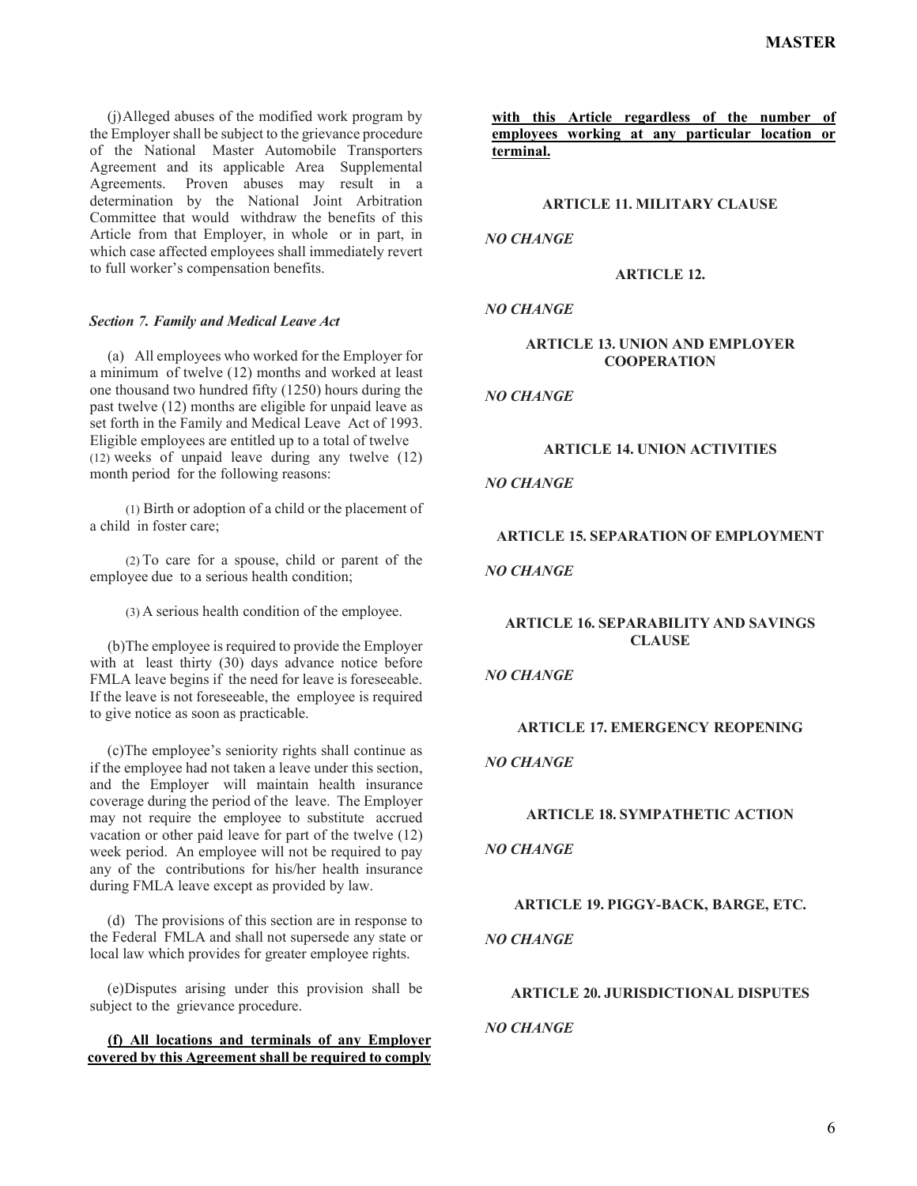(j) Alleged abuses of the modified work program by the Employer shall be subject to the grievance procedure of the National Master Automobile Transporters Agreement and its applicable Area Supplemental Agreements. Proven abuses may result in a determination by the National Joint Arbitration Committee that would withdraw the benefits of this Article from that Employer, in whole or in part, in which case affected employees shall immediately revert to full worker's compensation benefits.

***Section 7. Family and Medical Leave Act***

(a) All employees who worked for the Employer for a minimum of twelve (12) months and worked at least one thousand two hundred fifty (1250) hours during the past twelve (12) months are eligible for unpaid leave as set forth in the Family and Medical Leave Act of 1993. Eligible employees are entitled up to a total of twelve (12) weeks of unpaid leave during any twelve (12) month period for the following reasons:

(1) Birth or adoption of a child or the placement of a child in foster care;

(2) To care for a spouse, child or parent of the employee due to a serious health condition;

(3) A serious health condition of the employee.

(b) The employee is required to provide the Employer with at least thirty (30) days advance notice before FMLA leave begins if the need for leave is foreseeable. If the leave is not foreseeable, the employee is required to give notice as soon as practicable.

(c) The employee's seniority rights shall continue as if the employee had not taken a leave under this section, and the Employer will maintain health insurance coverage during the period of the leave. The Employer may not require the employee to substitute accrued vacation or other paid leave for part of the twelve (12) week period. An employee will not be required to pay any of the contributions for his/her health insurance during FMLA leave except as provided by law.

(d) The provisions of this section are in response to the Federal FMLA and shall not supersede any state or local law which provides for greater employee rights.

(e) Disputes arising under this provision shall be subject to the grievance procedure.

**(f) All locations and terminals of any Employer covered by this Agreement shall be required to comply with this Article regardless of the number of employees working at any particular location or terminal.**

### ARTICLE 11. MILITARY CLAUSE

***NO CHANGE***

### ARTICLE 12.

***NO CHANGE***

### ARTICLE 13. UNION AND EMPLOYER COOPERATION

***NO CHANGE***

### ARTICLE 14. UNION ACTIVITIES

***NO CHANGE***

### ARTICLE 15. SEPARATION OF EMPLOYMENT

***NO CHANGE***

### ARTICLE 16. SEPARABILITY AND SAVINGS CLAUSE

***NO CHANGE***

### ARTICLE 17. EMERGENCY REOPENING

***NO CHANGE***

### ARTICLE 18. SYMPATHETIC ACTION

***NO CHANGE***

### ARTICLE 19. PIGGY-BACK, BARGE, ETC.

***NO CHANGE***

### ARTICLE 20. JURISDICTIONAL DISPUTES

***NO CHANGE***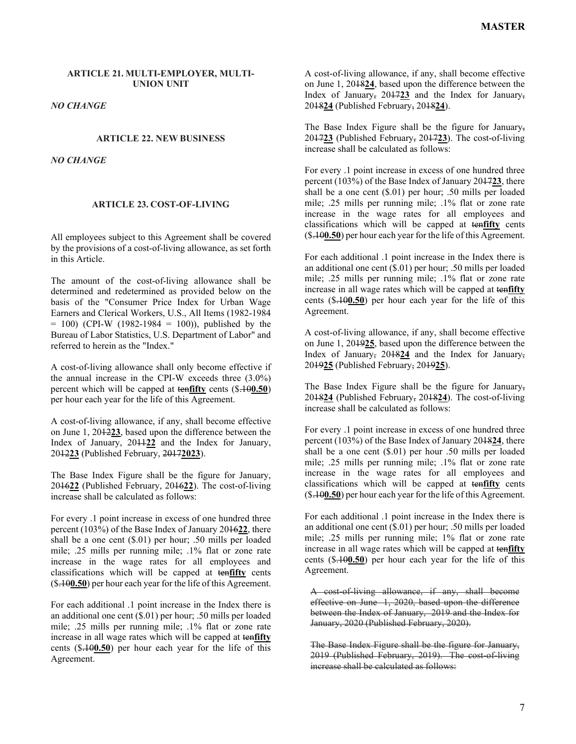### ARTICLE 21. MULTI-EMPLOYER, MULTI-UNION UNIT

*NO CHANGE*

### ARTICLE 22. NEW BUSINESS

*NO CHANGE*

### ARTICLE 23. COST-OF-LIVING

All employees subject to this Agreement shall be covered by the provisions of a cost-of-living allowance, as set forth in this Article.

The amount of the cost-of-living allowance shall be determined and redetermined as provided below on the basis of the "Consumer Price Index for Urban Wage Earners and Clerical Workers, U.S., All Items (1982-1984 = 100) (CPI-W (1982-1984 = 100)), published by the Bureau of Labor Statistics, U.S. Department of Labor" and referred to herein as the "Index."

A cost-of-living allowance shall only become effective if the annual increase in the CPI-W exceeds three (3.0%) percent which will be capped at ~~ten~~**fifty** cents ($~~.10~~**0.50**) per hour each year for the life of this Agreement.

A cost-of-living allowance, if any, shall become effective on June 1, 20~~12~~**23**, based upon the difference between the Index of January, 20~~11~~**22** and the Index for January, 20~~12~~**23** (Published February, ~~2017~~**2023**).

The Base Index Figure shall be the figure for January, 20~~16~~**22** (Published February, 20~~16~~**22**). The cost-of-living increase shall be calculated as follows:

For every .1 point increase in excess of one hundred three percent (103%) of the Base Index of January 20~~16~~**22**, there shall be a one cent ($.01) per hour; .50 mills per loaded mile; .25 mills per running mile; .1% flat or zone rate increase in the wage rates for all employees and classifications which will be capped at ~~ten~~**fifty** cents ($~~.10~~**0.50**) per hour each year for the life of this Agreement.

For each additional .1 point increase in the Index there is an additional one cent ($.01) per hour; .50 mills per loaded mile; .25 mills per running mile; .1% flat or zone rate increase in all wage rates which will be capped at ~~ten~~**fifty** cents ($~~.10~~**0.50**) per hour each year for the life of this Agreement.

A cost-of-living allowance, if any, shall become effective on June 1, 20~~18~~**24**, based upon the difference between the Index of January~~,~~ 20~~17~~**23** and the Index for January~~,~~ 20~~18~~**24** (Published February~~,~~ 20~~18~~**24**).

The Base Index Figure shall be the figure for January~~,~~ 20~~17~~**23** (Published February~~,~~ 20~~17~~**23**). The cost-of-living increase shall be calculated as follows:

For every .1 point increase in excess of one hundred three percent (103%) of the Base Index of January 20~~17~~**23**, there shall be a one cent ($.01) per hour; .50 mills per loaded mile; .25 mills per running mile; .1% flat or zone rate increase in the wage rates for all employees and classifications which will be capped at ~~ten~~**fifty** cents ($~~.10~~**0.50**) per hour each year for the life of this Agreement.

For each additional .1 point increase in the Index there is an additional one cent ($.01) per hour; .50 mills per loaded mile; .25 mills per running mile; .1% flat or zone rate increase in all wage rates which will be capped at ~~ten~~**fifty** cents ($~~.10~~**0.50**) per hour each year for the life of this Agreement.

A cost-of-living allowance, if any, shall become effective on June 1, 20~~19~~**25**, based upon the difference between the Index of January~~,~~ 20~~18~~**24** and the Index for January~~,~~ 20~~19~~**25** (Published February~~,~~ 20~~19~~**25**).

The Base Index Figure shall be the figure for January~~,~~ 20~~18~~**24** (Published February~~,~~ 20~~18~~**24**). The cost-of-living increase shall be calculated as follows:

For every .1 point increase in excess of one hundred three percent (103%) of the Base Index of January 20~~18~~**24**, there shall be a one cent ($.01) per hour .50 mills per loaded mile; .25 mills per running mile; .1% flat or zone rate increase in the wage rates for all employees and classifications which will be capped at ~~ten~~**fifty** cents ($~~.10~~**0.50**) per hour each year for the life of this Agreement.

For each additional .1 point increase in the Index there is an additional one cent ($.01) per hour; .50 mills per loaded mile; .25 mills per running mile; 1% flat or zone rate increase in all wage rates which will be capped at ~~ten~~**fifty** cents ($~~.10~~**0.50**) per hour each year for the life of this Agreement.

~~A cost-of-living allowance, if any, shall become effective on June 1, 2020, based upon the difference between the Index of January, 2019 and the Index for January, 2020 (Published February, 2020).~~

~~The Base Index Figure shall be the figure for January, 2019 (Published February, 2019). The cost-of-living increase shall be calculated as follows:~~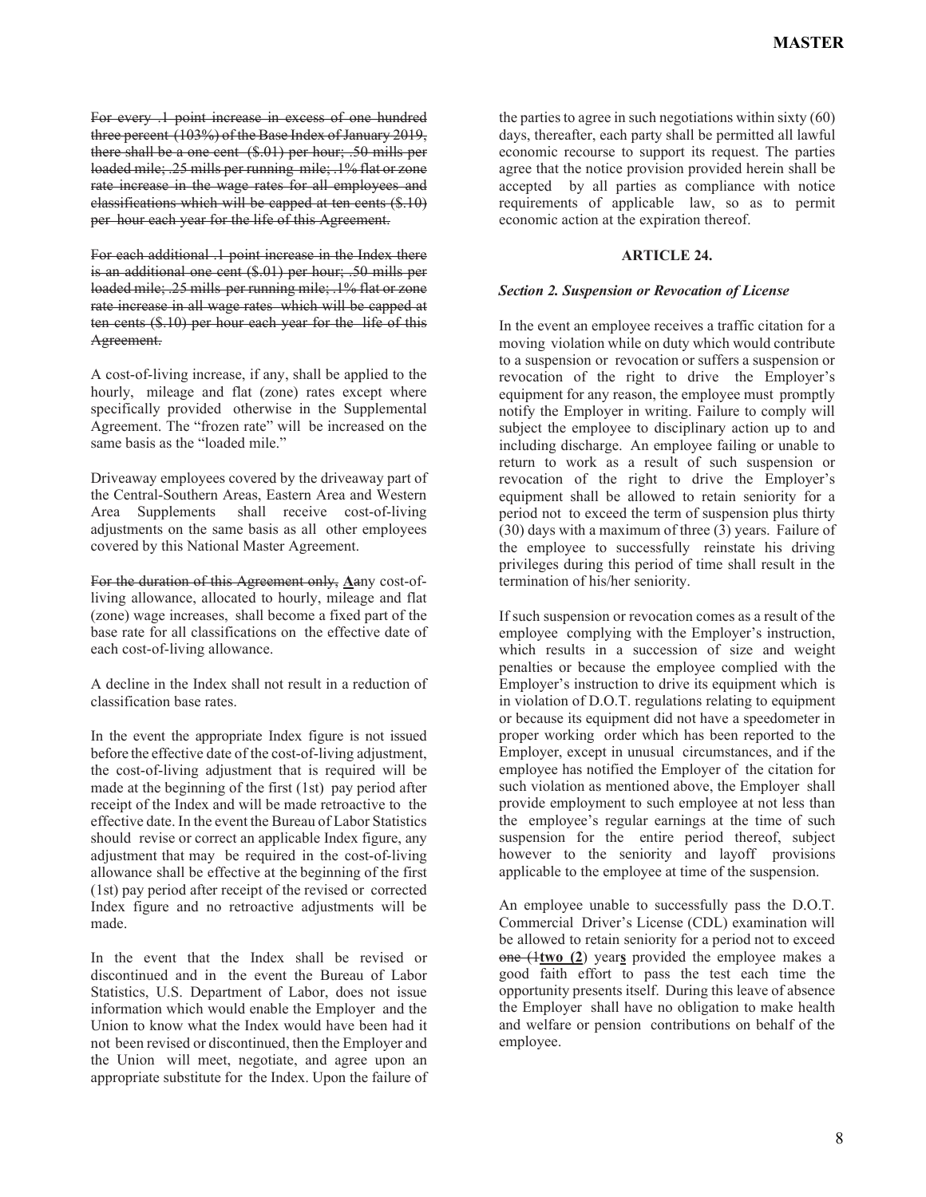~~For every .1 point increase in excess of one hundred three percent (103%) of the Base Index of January 2019, there shall be a one cent ($.01) per hour; .50 mills per loaded mile; .25 mills per running mile; .1% flat or zone rate increase in the wage rates for all employees and classifications which will be capped at ten cents ($.10) per hour each year for the life of this Agreement.~~

~~For each additional .1 point increase in the Index there is an additional one cent ($.01) per hour; .50 mills per loaded mile; .25 mills per running mile; .1% flat or zone rate increase in all wage rates which will be capped at ten cents ($.10) per hour each year for the life of this Agreement.~~

A cost-of-living increase, if any, shall be applied to the hourly, mileage and flat (zone) rates except where specifically provided otherwise in the Supplemental Agreement. The "frozen rate" will be increased on the same basis as the "loaded mile."

Driveaway employees covered by the driveaway part of the Central-Southern Areas, Eastern Area and Western Area Supplements shall receive cost-of-living adjustments on the same basis as all other employees covered by this National Master Agreement.

~~For the duration of this Agreement only,~~ **A**~~a~~ny cost-of-living allowance, allocated to hourly, mileage and flat (zone) wage increases, shall become a fixed part of the base rate for all classifications on the effective date of each cost-of-living allowance.

A decline in the Index shall not result in a reduction of classification base rates.

In the event the appropriate Index figure is not issued before the effective date of the cost-of-living adjustment, the cost-of-living adjustment that is required will be made at the beginning of the first (1st) pay period after receipt of the Index and will be made retroactive to the effective date. In the event the Bureau of Labor Statistics should revise or correct an applicable Index figure, any adjustment that may be required in the cost-of-living allowance shall be effective at the beginning of the first (1st) pay period after receipt of the revised or corrected Index figure and no retroactive adjustments will be made.

In the event that the Index shall be revised or discontinued and in the event the Bureau of Labor Statistics, U.S. Department of Labor, does not issue information which would enable the Employer and the Union to know what the Index would have been had it not been revised or discontinued, then the Employer and the Union will meet, negotiate, and agree upon an appropriate substitute for the Index. Upon the failure of the parties to agree in such negotiations within sixty (60) days, thereafter, each party shall be permitted all lawful economic recourse to support its request. The parties agree that the notice provision provided herein shall be accepted by all parties as compliance with notice requirements of applicable law, so as to permit economic action at the expiration thereof.

## ARTICLE 24.

***Section 2. Suspension or Revocation of License***

In the event an employee receives a traffic citation for a moving violation while on duty which would contribute to a suspension or revocation or suffers a suspension or revocation of the right to drive the Employer's equipment for any reason, the employee must promptly notify the Employer in writing. Failure to comply will subject the employee to disciplinary action up to and including discharge. An employee failing or unable to return to work as a result of such suspension or revocation of the right to drive the Employer's equipment shall be allowed to retain seniority for a period not to exceed the term of suspension plus thirty (30) days with a maximum of three (3) years. Failure of the employee to successfully reinstate his driving privileges during this period of time shall result in the termination of his/her seniority.

If such suspension or revocation comes as a result of the employee complying with the Employer's instruction, which results in a succession of size and weight penalties or because the employee complied with the Employer's instruction to drive its equipment which is in violation of D.O.T. regulations relating to equipment or because its equipment did not have a speedometer in proper working order which has been reported to the Employer, except in unusual circumstances, and if the employee has notified the Employer of the citation for such violation as mentioned above, the Employer shall provide employment to such employee at not less than the employee's regular earnings at the time of such suspension for the entire period thereof, subject however to the seniority and layoff provisions applicable to the employee at time of the suspension.

An employee unable to successfully pass the D.O.T. Commercial Driver's License (CDL) examination will be allowed to retain seniority for a period not to exceed ~~one (1~~**two (2**) year**s** provided the employee makes a good faith effort to pass the test each time the opportunity presents itself. During this leave of absence the Employer shall have no obligation to make health and welfare or pension contributions on behalf of the employee.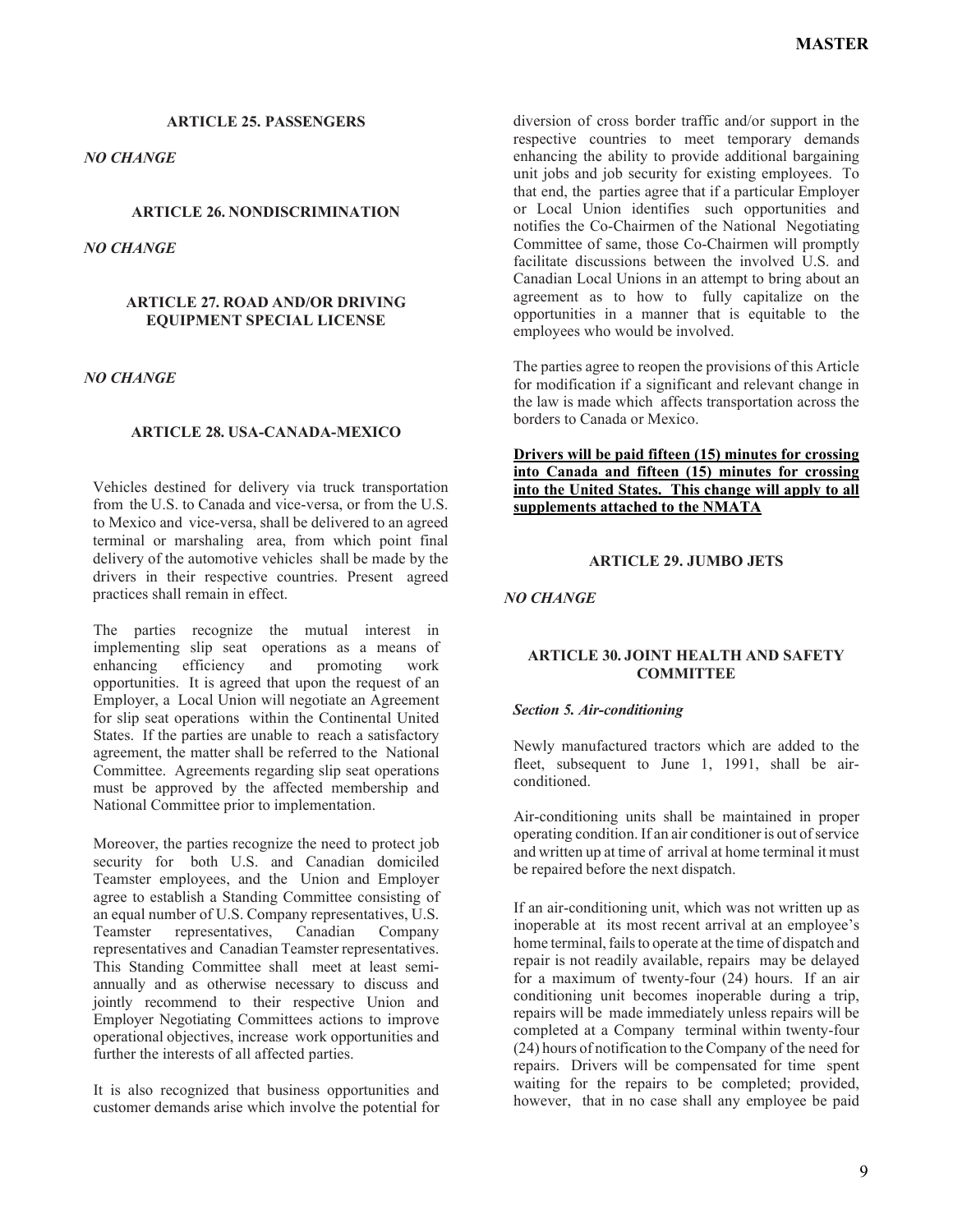### ARTICLE 25. PASSENGERS

*NO CHANGE*

### ARTICLE 26. NONDISCRIMINATION

*NO CHANGE*

### ARTICLE 27. ROAD AND/OR DRIVING EQUIPMENT SPECIAL LICENSE

*NO CHANGE*

### ARTICLE 28. USA-CANADA-MEXICO

Vehicles destined for delivery via truck transportation from the U.S. to Canada and vice-versa, or from the U.S. to Mexico and vice-versa, shall be delivered to an agreed terminal or marshaling area, from which point final delivery of the automotive vehicles shall be made by the drivers in their respective countries. Present agreed practices shall remain in effect.

The parties recognize the mutual interest in implementing slip seat operations as a means of enhancing efficiency and promoting work opportunities. It is agreed that upon the request of an Employer, a Local Union will negotiate an Agreement for slip seat operations within the Continental United States. If the parties are unable to reach a satisfactory agreement, the matter shall be referred to the National Committee. Agreements regarding slip seat operations must be approved by the affected membership and National Committee prior to implementation.

Moreover, the parties recognize the need to protect job security for both U.S. and Canadian domiciled Teamster employees, and the Union and Employer agree to establish a Standing Committee consisting of an equal number of U.S. Company representatives, U.S. Teamster representatives, Canadian Company representatives and Canadian Teamster representatives. This Standing Committee shall meet at least semi-annually and as otherwise necessary to discuss and jointly recommend to their respective Union and Employer Negotiating Committees actions to improve operational objectives, increase work opportunities and further the interests of all affected parties.

It is also recognized that business opportunities and customer demands arise which involve the potential for diversion of cross border traffic and/or support in the respective countries to meet temporary demands enhancing the ability to provide additional bargaining unit jobs and job security for existing employees. To that end, the parties agree that if a particular Employer or Local Union identifies such opportunities and notifies the Co-Chairmen of the National Negotiating Committee of same, those Co-Chairmen will promptly facilitate discussions between the involved U.S. and Canadian Local Unions in an attempt to bring about an agreement as to how to fully capitalize on the opportunities in a manner that is equitable to the employees who would be involved.

The parties agree to reopen the provisions of this Article for modification if a significant and relevant change in the law is made which affects transportation across the borders to Canada or Mexico.

**<u>Drivers will be paid fifteen (15) minutes for crossing into Canada and fifteen (15) minutes for crossing into the United States. This change will apply to all supplements attached to the NMATA</u>**

### ARTICLE 29. JUMBO JETS

*NO CHANGE*

### ARTICLE 30. JOINT HEALTH AND SAFETY COMMITTEE

***Section 5. Air-conditioning***

Newly manufactured tractors which are added to the fleet, subsequent to June 1, 1991, shall be air-conditioned.

Air-conditioning units shall be maintained in proper operating condition. If an air conditioner is out of service and written up at time of arrival at home terminal it must be repaired before the next dispatch.

If an air-conditioning unit, which was not written up as inoperable at its most recent arrival at an employee's home terminal, fails to operate at the time of dispatch and repair is not readily available, repairs may be delayed for a maximum of twenty-four (24) hours. If an air conditioning unit becomes inoperable during a trip, repairs will be made immediately unless repairs will be completed at a Company terminal within twenty-four (24) hours of notification to the Company of the need for repairs. Drivers will be compensated for time spent waiting for the repairs to be completed; provided, however, that in no case shall any employee be paid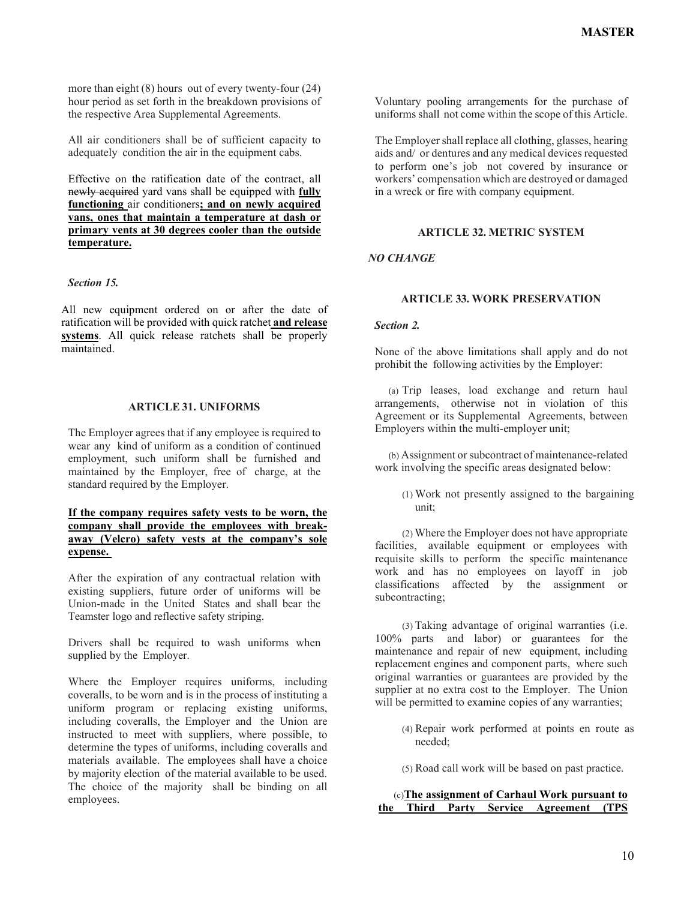more than eight (8) hours out of every twenty-four (24) hour period as set forth in the breakdown provisions of the respective Area Supplemental Agreements.

All air conditioners shall be of sufficient capacity to adequately condition the air in the equipment cabs.

Effective on the ratification date of the contract, all ~~newly acquired~~ yard vans shall be equipped with **fully functioning** air conditioners**; and on newly acquired vans, ones that maintain a temperature at dash or primary vents at 30 degrees cooler than the outside temperature.**

*Section 15.*

All new equipment ordered on or after the date of ratification will be provided with quick ratchet **and release systems**. All quick release ratchets shall be properly maintained.

### ARTICLE 31. UNIFORMS

The Employer agrees that if any employee is required to wear any kind of uniform as a condition of continued employment, such uniform shall be furnished and maintained by the Employer, free of charge, at the standard required by the Employer.

**If the company requires safety vests to be worn, the company shall provide the employees with break-away (Velcro) safety vests at the company's sole expense.**

After the expiration of any contractual relation with existing suppliers, future order of uniforms will be Union-made in the United States and shall bear the Teamster logo and reflective safety striping.

Drivers shall be required to wash uniforms when supplied by the Employer.

Where the Employer requires uniforms, including coveralls, to be worn and is in the process of instituting a uniform program or replacing existing uniforms, including coveralls, the Employer and the Union are instructed to meet with suppliers, where possible, to determine the types of uniforms, including coveralls and materials available. The employees shall have a choice by majority election of the material available to be used. The choice of the majority shall be binding on all employees.

Voluntary pooling arrangements for the purchase of uniforms shall not come within the scope of this Article.

The Employer shall replace all clothing, glasses, hearing aids and/ or dentures and any medical devices requested to perform one's job not covered by insurance or workers' compensation which are destroyed or damaged in a wreck or fire with company equipment.

### ARTICLE 32. METRIC SYSTEM

*NO CHANGE*

### ARTICLE 33. WORK PRESERVATION

*Section 2.*

None of the above limitations shall apply and do not prohibit the following activities by the Employer:

(a) Trip leases, load exchange and return haul arrangements, otherwise not in violation of this Agreement or its Supplemental Agreements, between Employers within the multi-employer unit;

(b) Assignment or subcontract of maintenance-related work involving the specific areas designated below:

(1) Work not presently assigned to the bargaining unit;

(2) Where the Employer does not have appropriate facilities, available equipment or employees with requisite skills to perform the specific maintenance work and has no employees on layoff in job classifications affected by the assignment or subcontracting;

(3) Taking advantage of original warranties (i.e. 100% parts and labor) or guarantees for the maintenance and repair of new equipment, including replacement engines and component parts, where such original warranties or guarantees are provided by the supplier at no extra cost to the Employer. The Union will be permitted to examine copies of any warranties;

(4) Repair work performed at points en route as needed;

(5) Road call work will be based on past practice.

(c)**The assignment of Carhaul Work pursuant to the Third Party Service Agreement (TPS**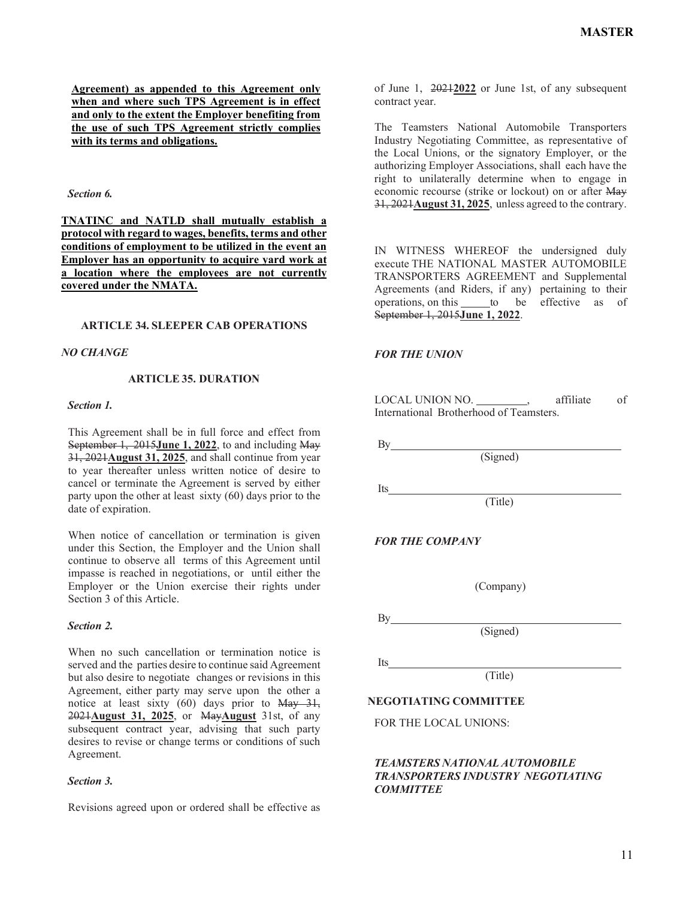**Agreement) as appended to this Agreement only when and where such TPS Agreement is in effect and only to the extent the Employer benefiting from the use of such TPS Agreement strictly complies with its terms and obligations.**

*Section 6.*

**TNATINC and NATLD shall mutually establish a protocol with regard to wages, benefits, terms and other conditions of employment to be utilized in the event an Employer has an opportunity to acquire yard work at a location where the employees are not currently covered under the NMATA.**

### ARTICLE 34. SLEEPER CAB OPERATIONS

*NO CHANGE*

### ARTICLE 35. DURATION

*Section 1.*

This Agreement shall be in full force and effect from ~~September 1, 2015~~**June 1, 2022**, to and including ~~May 31, 2021~~**August 31, 2025**, and shall continue from year to year thereafter unless written notice of desire to cancel or terminate the Agreement is served by either party upon the other at least sixty (60) days prior to the date of expiration.

When notice of cancellation or termination is given under this Section, the Employer and the Union shall continue to observe all terms of this Agreement until impasse is reached in negotiations, or until either the Employer or the Union exercise their rights under Section 3 of this Article.

*Section 2.*

When no such cancellation or termination notice is served and the parties desire to continue said Agreement but also desire to negotiate changes or revisions in this Agreement, either party may serve upon the other a notice at least sixty (60) days prior to ~~May 31, 2021~~**August 31, 2025**, or ~~May~~**August** 31st, of any subsequent contract year, advising that such party desires to revise or change terms or conditions of such Agreement.

*Section 3.*

Revisions agreed upon or ordered shall be effective as of June 1, ~~2021~~**2022** or June 1st, of any subsequent contract year.

The Teamsters National Automobile Transporters Industry Negotiating Committee, as representative of the Local Unions, or the signatory Employer, or the authorizing Employer Associations, shall each have the right to unilaterally determine when to engage in economic recourse (strike or lockout) on or after ~~May 31, 2021~~**August 31, 2025**, unless agreed to the contrary.

IN WITNESS WHEREOF the undersigned duly execute THE NATIONAL MASTER AUTOMOBILE TRANSPORTERS AGREEMENT and Supplemental Agreements (and Riders, if any) pertaining to their operations, on this _____ to be effective as of ~~September 1, 2015~~**June 1, 2022**.

*FOR THE UNION*

LOCAL UNION NO. _________, affiliate of International Brotherhood of Teamsters.

By ____________________________________
(Signed)

Its ____________________________________
(Title)

*FOR THE COMPANY*

(Company)

By ____________________________________
(Signed)

Its ____________________________________
(Title)

**NEGOTIATING COMMITTEE**

FOR THE LOCAL UNIONS:

***TEAMSTERS NATIONAL AUTOMOBILE TRANSPORTERS INDUSTRY NEGOTIATING COMMITTEE***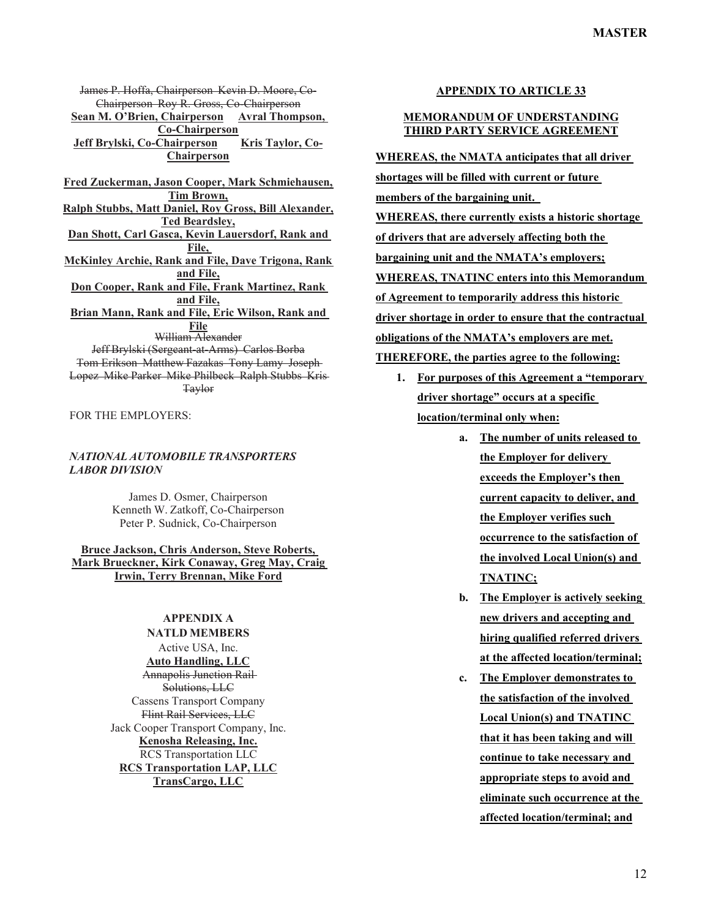~~James P. Hoffa, Chairperson Kevin D. Moore, Co-Chairperson Roy R. Gross, Co-Chairperson~~
**Sean M. O'Brien, Chairperson Avral Thompson, Co-Chairperson**
**Jeff Brylski, Co-Chairperson Kris Taylor, Co-Chairperson**

**Fred Zuckerman, Jason Cooper, Mark Schmiehausen, Tim Brown,**
**Ralph Stubbs, Matt Daniel, Roy Gross, Bill Alexander, Ted Beardsley,**
**Dan Shott, Carl Gasca, Kevin Lauersdorf, Rank and File,**
**McKinley Archie, Rank and File, Dave Trigona, Rank and File,**
**Don Cooper, Rank and File, Frank Martinez, Rank and File,**
**Brian Mann, Rank and File, Eric Wilson, Rank and File**
~~William Alexander~~
~~Jeff Brylski (Sergeant-at-Arms) Carlos Borba~~
~~Tom Erikson Matthew Fazakas Tony Lamy Joseph Lopez Mike Parker Mike Philbeck Ralph Stubbs Kris Taylor~~

FOR THE EMPLOYERS:

*NATIONAL AUTOMOBILE TRANSPORTERS LABOR DIVISION*

James D. Osmer, Chairperson
Kenneth W. Zatkoff, Co-Chairperson
Peter P. Sudnick, Co-Chairperson

**Bruce Jackson, Chris Anderson, Steve Roberts, Mark Brueckner, Kirk Conaway, Greg May, Craig Irwin, Terry Brennan, Mike Ford**

**APPENDIX A**
**NATLD MEMBERS**

Active USA, Inc.
**Auto Handling, LLC**
~~Annapolis Junction Rail Solutions, LLC~~
Cassens Transport Company
~~Flint Rail Services, LLC~~
Jack Cooper Transport Company, Inc.
**Kenosha Releasing, Inc.**
RCS Transportation LLC
**RCS Transportation LAP, LLC**
**TransCargo, LLC**

**APPENDIX TO ARTICLE 33**

**MEMORANDUM OF UNDERSTANDING THIRD PARTY SERVICE AGREEMENT**

**WHEREAS, the NMATA anticipates that all driver shortages will be filled with current or future members of the bargaining unit.**

**WHEREAS, there currently exists a historic shortage of drivers that are adversely affecting both the bargaining unit and the NMATA's employers;**

**WHEREAS, TNATINC enters into this Memorandum of Agreement to temporarily address this historic driver shortage in order to ensure that the contractual obligations of the NMATA's employers are met.**

**THEREFORE, the parties agree to the following:**

1. **For purposes of this Agreement a "temporary driver shortage" occurs at a specific location/terminal only when:**
   a. **The number of units released to the Employer for delivery exceeds the Employer's then current capacity to deliver, and the Employer verifies such occurrence to the satisfaction of the involved Local Union(s) and TNATINC;**
   b. **The Employer is actively seeking new drivers and accepting and hiring qualified referred drivers at the affected location/terminal;**
   c. **The Employer demonstrates to the satisfaction of the involved Local Union(s) and TNATINC that it has been taking and will continue to take necessary and appropriate steps to avoid and eliminate such occurrence at the affected location/terminal; and**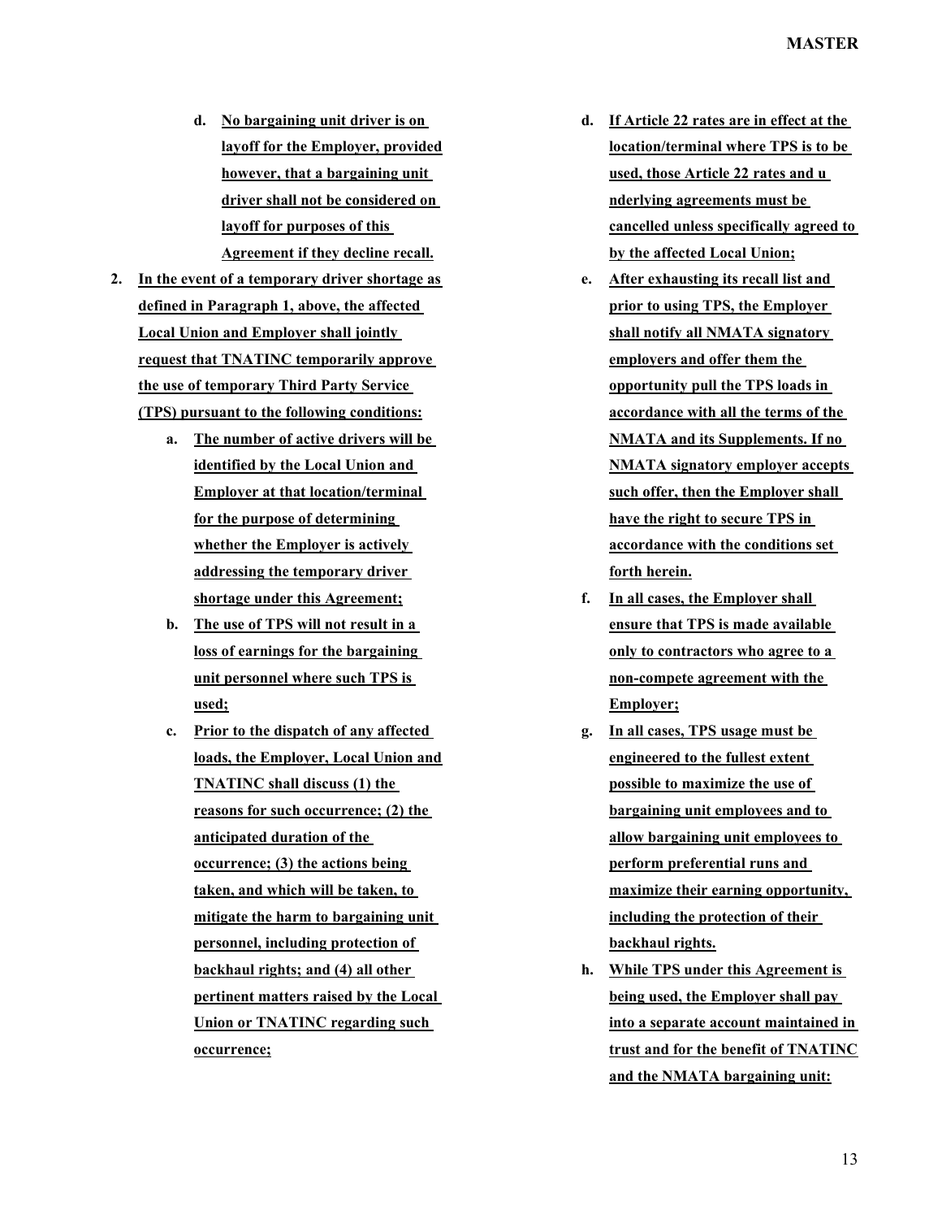d. **No bargaining unit driver is on layoff for the Employer, provided however, that a bargaining unit driver shall not be considered on layoff for purposes of this Agreement if they decline recall.**

2. **In the event of a temporary driver shortage as defined in Paragraph 1, above, the affected Local Union and Employer shall jointly request that TNATINC temporarily approve the use of temporary Third Party Service (TPS) pursuant to the following conditions:**

   a. **The number of active drivers will be identified by the Local Union and Employer at that location/terminal for the purpose of determining whether the Employer is actively addressing the temporary driver shortage under this Agreement;**

   b. **The use of TPS will not result in a loss of earnings for the bargaining unit personnel where such TPS is used;**

   c. **Prior to the dispatch of any affected loads, the Employer, Local Union and TNATINC shall discuss (1) the reasons for such occurrence; (2) the anticipated duration of the occurrence; (3) the actions being taken, and which will be taken, to mitigate the harm to bargaining unit personnel, including protection of backhaul rights; and (4) all other pertinent matters raised by the Local Union or TNATINC regarding such occurrence;**

   d. **If Article 22 rates are in effect at the location/terminal where TPS is to be used, those Article 22 rates and u nderlying agreements must be cancelled unless specifically agreed to by the affected Local Union;**

   e. **After exhausting its recall list and prior to using TPS, the Employer shall notify all NMATA signatory employers and offer them the opportunity pull the TPS loads in accordance with all the terms of the NMATA and its Supplements. If no NMATA signatory employer accepts such offer, then the Employer shall have the right to secure TPS in accordance with the conditions set forth herein.**

   f. **In all cases, the Employer shall ensure that TPS is made available only to contractors who agree to a non-compete agreement with the Employer;**

   g. **In all cases, TPS usage must be engineered to the fullest extent possible to maximize the use of bargaining unit employees and to allow bargaining unit employees to perform preferential runs and maximize their earning opportunity, including the protection of their backhaul rights.**

   h. **While TPS under this Agreement is being used, the Employer shall pay into a separate account maintained in trust and for the benefit of TNATINC and the NMATA bargaining unit:**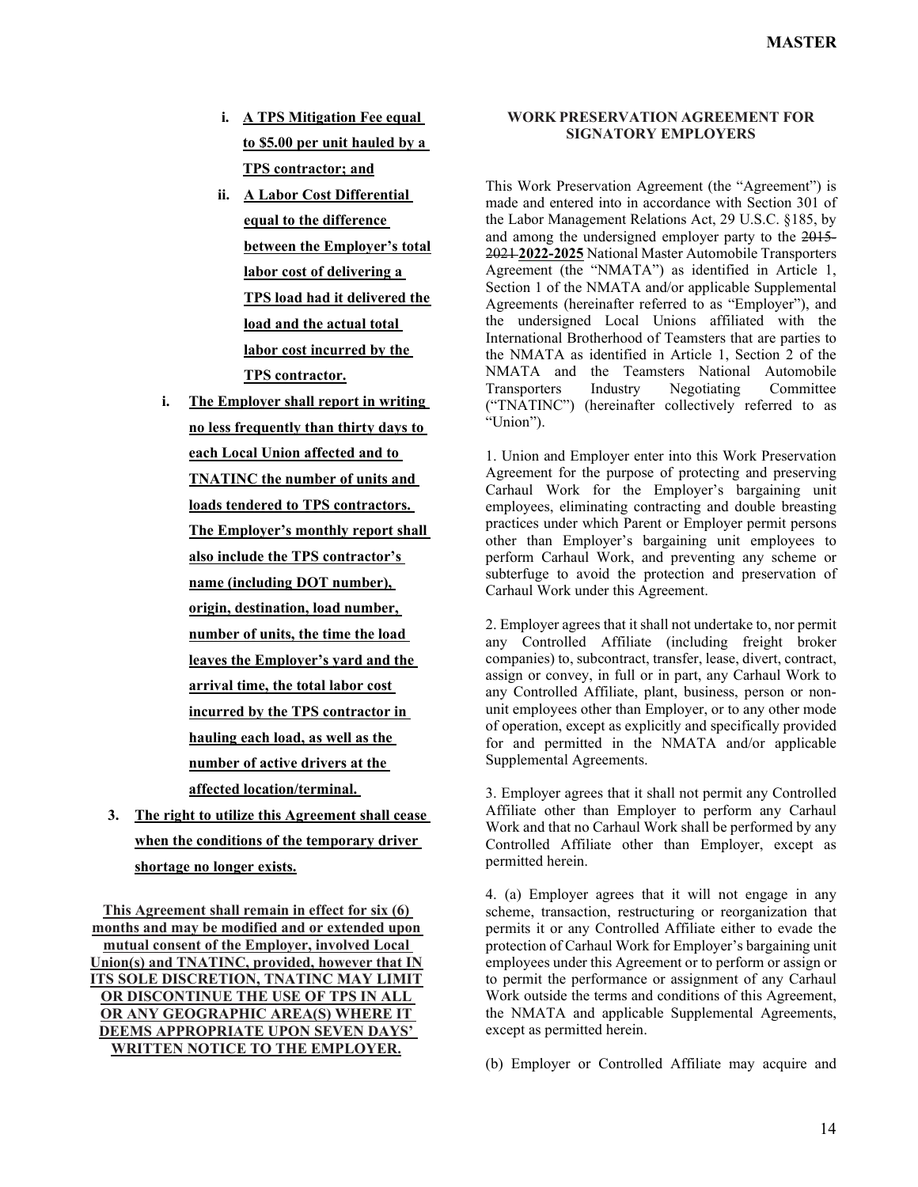i. **A TPS Mitigation Fee equal to $5.00 per unit hauled by a TPS contractor; and**

ii. **A Labor Cost Differential equal to the difference between the Employer's total labor cost of delivering a TPS load had it delivered the load and the actual total labor cost incurred by the TPS contractor.**

i. **The Employer shall report in writing no less frequently than thirty days to each Local Union affected and to TNATINC the number of units and loads tendered to TPS contractors. The Employer's monthly report shall also include the TPS contractor's name (including DOT number), origin, destination, load number, number of units, the time the load leaves the Employer's yard and the arrival time, the total labor cost incurred by the TPS contractor in hauling each load, as well as the number of active drivers at the affected location/terminal.**

3. **The right to utilize this Agreement shall cease when the conditions of the temporary driver shortage no longer exists.**

**This Agreement shall remain in effect for six (6) months and may be modified and or extended upon mutual consent of the Employer, involved Local Union(s) and TNATINC, provided, however that IN ITS SOLE DISCRETION, TNATINC MAY LIMIT OR DISCONTINUE THE USE OF TPS IN ALL OR ANY GEOGRAPHIC AREA(S) WHERE IT DEEMS APPROPRIATE UPON SEVEN DAYS' WRITTEN NOTICE TO THE EMPLOYER.**

### WORK PRESERVATION AGREEMENT FOR SIGNATORY EMPLOYERS

This Work Preservation Agreement (the "Agreement") is made and entered into in accordance with Section 301 of the Labor Management Relations Act, 29 U.S.C. §185, by and among the undersigned employer party to the ~~2015-2021~~ **2022-2025** National Master Automobile Transporters Agreement (the "NMATA") as identified in Article 1, Section 1 of the NMATA and/or applicable Supplemental Agreements (hereinafter referred to as "Employer"), and the undersigned Local Unions affiliated with the International Brotherhood of Teamsters that are parties to the NMATA as identified in Article 1, Section 2 of the NMATA and the Teamsters National Automobile Transporters Industry Negotiating Committee ("TNATINC") (hereinafter collectively referred to as "Union").

1. Union and Employer enter into this Work Preservation Agreement for the purpose of protecting and preserving Carhaul Work for the Employer's bargaining unit employees, eliminating contracting and double breasting practices under which Parent or Employer permit persons other than Employer's bargaining unit employees to perform Carhaul Work, and preventing any scheme or subterfuge to avoid the protection and preservation of Carhaul Work under this Agreement.

2. Employer agrees that it shall not undertake to, nor permit any Controlled Affiliate (including freight broker companies) to, subcontract, transfer, lease, divert, contract, assign or convey, in full or in part, any Carhaul Work to any Controlled Affiliate, plant, business, person or non-unit employees other than Employer, or to any other mode of operation, except as explicitly and specifically provided for and permitted in the NMATA and/or applicable Supplemental Agreements.

3. Employer agrees that it shall not permit any Controlled Affiliate other than Employer to perform any Carhaul Work and that no Carhaul Work shall be performed by any Controlled Affiliate other than Employer, except as permitted herein.

4. (a) Employer agrees that it will not engage in any scheme, transaction, restructuring or reorganization that permits it or any Controlled Affiliate either to evade the protection of Carhaul Work for Employer's bargaining unit employees under this Agreement or to perform or assign or to permit the performance or assignment of any Carhaul Work outside the terms and conditions of this Agreement, the NMATA and applicable Supplemental Agreements, except as permitted herein.

(b) Employer or Controlled Affiliate may acquire and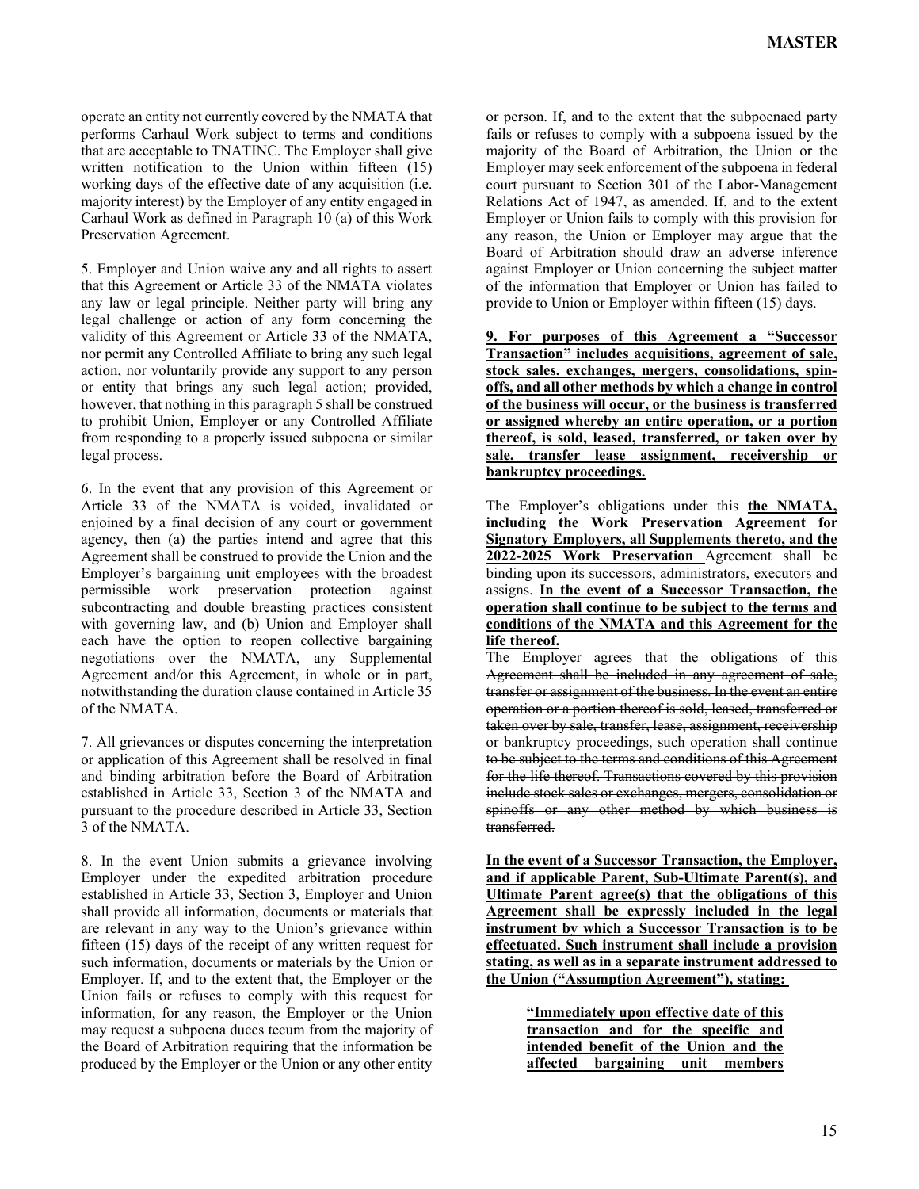operate an entity not currently covered by the NMATA that performs Carhaul Work subject to terms and conditions that are acceptable to TNATINC. The Employer shall give written notification to the Union within fifteen (15) working days of the effective date of any acquisition (i.e. majority interest) by the Employer of any entity engaged in Carhaul Work as defined in Paragraph 10 (a) of this Work Preservation Agreement.

5. Employer and Union waive any and all rights to assert that this Agreement or Article 33 of the NMATA violates any law or legal principle. Neither party will bring any legal challenge or action of any form concerning the validity of this Agreement or Article 33 of the NMATA, nor permit any Controlled Affiliate to bring any such legal action, nor voluntarily provide any support to any person or entity that brings any such legal action; provided, however, that nothing in this paragraph 5 shall be construed to prohibit Union, Employer or any Controlled Affiliate from responding to a properly issued subpoena or similar legal process.

6. In the event that any provision of this Agreement or Article 33 of the NMATA is voided, invalidated or enjoined by a final decision of any court or government agency, then (a) the parties intend and agree that this Agreement shall be construed to provide the Union and the Employer's bargaining unit employees with the broadest permissible work preservation protection against subcontracting and double breasting practices consistent with governing law, and (b) Union and Employer shall each have the option to reopen collective bargaining negotiations over the NMATA, any Supplemental Agreement and/or this Agreement, in whole or in part, notwithstanding the duration clause contained in Article 35 of the NMATA.

7. All grievances or disputes concerning the interpretation or application of this Agreement shall be resolved in final and binding arbitration before the Board of Arbitration established in Article 33, Section 3 of the NMATA and pursuant to the procedure described in Article 33, Section 3 of the NMATA.

8. In the event Union submits a grievance involving Employer under the expedited arbitration procedure established in Article 33, Section 3, Employer and Union shall provide all information, documents or materials that are relevant in any way to the Union's grievance within fifteen (15) days of the receipt of any written request for such information, documents or materials by the Union or Employer. If, and to the extent that, the Employer or the Union fails or refuses to comply with this request for information, for any reason, the Employer or the Union may request a subpoena duces tecum from the majority of the Board of Arbitration requiring that the information be produced by the Employer or the Union or any other entity or person. If, and to the extent that the subpoenaed party fails or refuses to comply with a subpoena issued by the majority of the Board of Arbitration, the Union or the Employer may seek enforcement of the subpoena in federal court pursuant to Section 301 of the Labor-Management Relations Act of 1947, as amended. If, and to the extent Employer or Union fails to comply with this provision for any reason, the Union or Employer may argue that the Board of Arbitration should draw an adverse inference against Employer or Union concerning the subject matter of the information that Employer or Union has failed to provide to Union or Employer within fifteen (15) days.

**9. For purposes of this Agreement a "Successor Transaction" includes acquisitions, agreement of sale, stock sales. exchanges, mergers, consolidations, spin-offs, and all other methods by which a change in control of the business will occur, or the business is transferred or assigned whereby an entire operation, or a portion thereof, is sold, leased, transferred, or taken over by sale, transfer lease assignment, receivership or bankruptcy proceedings.**

The Employer's obligations under ~~this~~ **the NMATA, including the Work Preservation Agreement for Signatory Employers, all Supplements thereto, and the 2022-2025 Work Preservation** Agreement shall be binding upon its successors, administrators, executors and assigns. **In the event of a Successor Transaction, the operation shall continue to be subject to the terms and conditions of the NMATA and this Agreement for the life thereof.**

~~The Employer agrees that the obligations of this Agreement shall be included in any agreement of sale, transfer or assignment of the business. In the event an entire operation or a portion thereof is sold, leased, transferred or taken over by sale, transfer, lease, assignment, receivership or bankruptcy proceedings, such operation shall continue to be subject to the terms and conditions of this Agreement for the life thereof. Transactions covered by this provision include stock sales or exchanges, mergers, consolidation or spinoffs or any other method by which business is transferred.~~

**In the event of a Successor Transaction, the Employer, and if applicable Parent, Sub-Ultimate Parent(s), and Ultimate Parent agree(s) that the obligations of this Agreement shall be expressly included in the legal instrument by which a Successor Transaction is to be effectuated. Such instrument shall include a provision stating, as well as in a separate instrument addressed to the Union ("Assumption Agreement"), stating:**

> **"Immediately upon effective date of this transaction and for the specific and intended benefit of the Union and the affected bargaining unit members**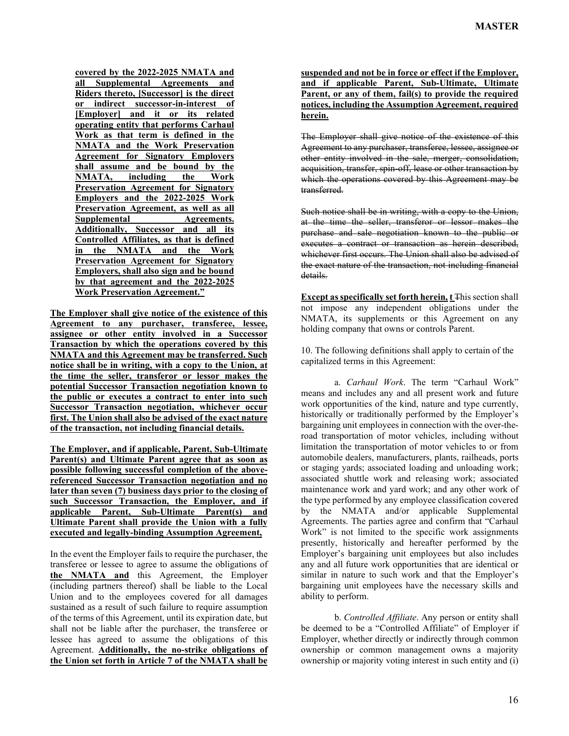**covered by the 2022-2025 NMATA and all Supplemental Agreements and Riders thereto, [Successor] is the direct or indirect successor-in-interest of [Employer] and it or its related operating entity that performs Carhaul Work as that term is defined in the NMATA and the Work Preservation Agreement for Signatory Employers shall assume and be bound by the NMATA, including the Work Preservation Agreement for Signatory Employers and the 2022-2025 Work Preservation Agreement, as well as all Supplemental Agreements. Additionally, Successor and all its Controlled Affiliates, as that is defined in the NMATA and the Work Preservation Agreement for Signatory Employers, shall also sign and be bound by that agreement and the 2022-2025 Work Preservation Agreement."**

**The Employer shall give notice of the existence of this Agreement to any purchaser, transferee, lessee, assignee or other entity involved in a Successor Transaction by which the operations covered by this NMATA and this Agreement may be transferred. Such notice shall be in writing, with a copy to the Union, at the time the seller, transferor or lessor makes the potential Successor Transaction negotiation known to the public or executes a contract to enter into such Successor Transaction negotiation, whichever occur first. The Union shall also be advised of the exact nature of the transaction, not including financial details.**

**The Employer, and if applicable, Parent, Sub-Ultimate Parent(s) and Ultimate Parent agree that as soon as possible following successful completion of the above-referenced Successor Transaction negotiation and no later than seven (7) business days prior to the closing of such Successor Transaction, the Employer, and if applicable Parent, Sub-Ultimate Parent(s) and Ultimate Parent shall provide the Union with a fully executed and legally-binding Assumption Agreement,**

In the event the Employer fails to require the purchaser, the transferee or lessee to agree to assume the obligations of **the NMATA and** this Agreement, the Employer (including partners thereof) shall be liable to the Local Union and to the employees covered for all damages sustained as a result of such failure to require assumption of the terms of this Agreement, until its expiration date, but shall not be liable after the purchaser, the transferee or lessee has agreed to assume the obligations of this Agreement. **Additionally, the no-strike obligations of the Union set forth in Article 7 of the NMATA shall be suspended and not be in force or effect if the Employer, and if applicable Parent, Sub-Ultimate, Ultimate Parent, or any of them, fail(s) to provide the required notices, including the Assumption Agreement, required herein.**

~~The Employer shall give notice of the existence of this Agreement to any purchaser, transferee, lessee, assignee or other entity involved in the sale, merger, consolidation, acquisition, transfer, spin-off, lease or other transaction by which the operations covered by this Agreement may be transferred.~~

~~Such notice shall be in writing, with a copy to the Union, at the time the seller, transferor or lessor makes the purchase and sale negotiation known to the public or executes a contract or transaction as herein described, whichever first occurs. The Union shall also be advised of the exact nature of the transaction, not including financial details.~~

**Except as specifically set forth herein, t** ~~T~~his section shall not impose any independent obligations under the NMATA, its supplements or this Agreement on any holding company that owns or controls Parent.

10. The following definitions shall apply to certain of the capitalized terms in this Agreement:

a. *Carhaul Work*. The term "Carhaul Work" means and includes any and all present work and future work opportunities of the kind, nature and type currently, historically or traditionally performed by the Employer's bargaining unit employees in connection with the over-the-road transportation of motor vehicles, including without limitation the transportation of motor vehicles to or from automobile dealers, manufacturers, plants, railheads, ports or staging yards; associated loading and unloading work; associated shuttle work and releasing work; associated maintenance work and yard work; and any other work of the type performed by any employee classification covered by the NMATA and/or applicable Supplemental Agreements. The parties agree and confirm that "Carhaul Work" is not limited to the specific work assignments presently, historically and hereafter performed by the Employer's bargaining unit employees but also includes any and all future work opportunities that are identical or similar in nature to such work and that the Employer's bargaining unit employees have the necessary skills and ability to perform.

b. *Controlled Affiliate*. Any person or entity shall be deemed to be a "Controlled Affiliate" of Employer if Employer, whether directly or indirectly through common ownership or common management owns a majority ownership or majority voting interest in such entity and (i)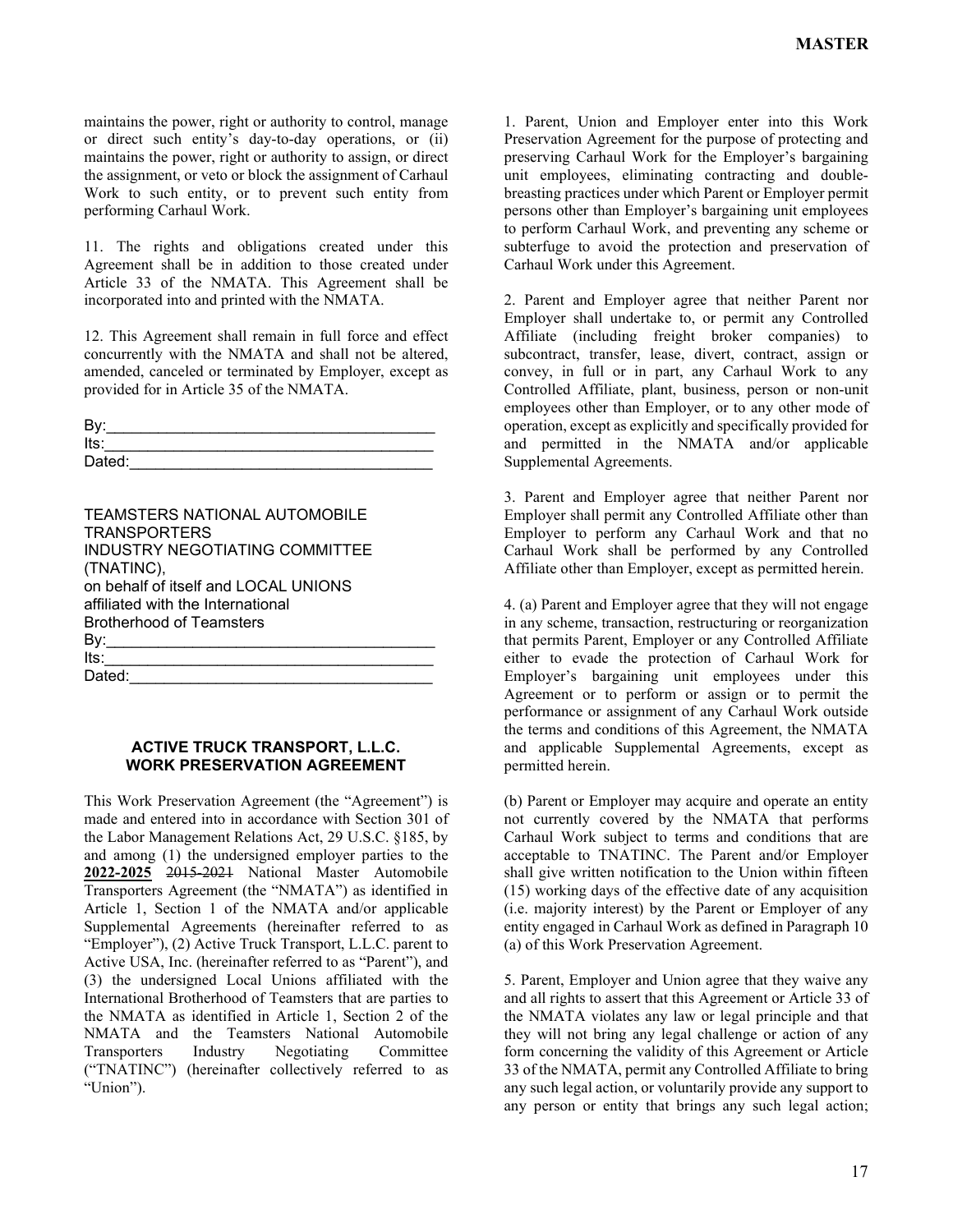maintains the power, right or authority to control, manage or direct such entity's day-to-day operations, or (ii) maintains the power, right or authority to assign, or direct the assignment, or veto or block the assignment of Carhaul Work to such entity, or to prevent such entity from performing Carhaul Work.

11. The rights and obligations created under this Agreement shall be in addition to those created under Article 33 of the NMATA. This Agreement shall be incorporated into and printed with the NMATA.

12. This Agreement shall remain in full force and effect concurrently with the NMATA and shall not be altered, amended, canceled or terminated by Employer, except as provided for in Article 35 of the NMATA.

By:\_\_\_\_\_\_\_\_\_\_\_\_\_\_\_\_\_\_\_\_\_\_\_\_\_\_\_\_\_\_\_\_\_\_\_\_
Its:\_\_\_\_\_\_\_\_\_\_\_\_\_\_\_\_\_\_\_\_\_\_\_\_\_\_\_\_\_\_\_\_\_\_\_\_
Dated:\_\_\_\_\_\_\_\_\_\_\_\_\_\_\_\_\_\_\_\_\_\_\_\_\_\_\_\_\_\_\_\_\_\_

TEAMSTERS NATIONAL AUTOMOBILE TRANSPORTERS INDUSTRY NEGOTIATING COMMITTEE (TNATINC),
on behalf of itself and LOCAL UNIONS affiliated with the International Brotherhood of Teamsters
By:\_\_\_\_\_\_\_\_\_\_\_\_\_\_\_\_\_\_\_\_\_\_\_\_\_\_\_\_\_\_\_\_\_\_\_\_
Its:\_\_\_\_\_\_\_\_\_\_\_\_\_\_\_\_\_\_\_\_\_\_\_\_\_\_\_\_\_\_\_\_\_\_\_\_
Dated:\_\_\_\_\_\_\_\_\_\_\_\_\_\_\_\_\_\_\_\_\_\_\_\_\_\_\_\_\_\_\_\_\_\_

## ACTIVE TRUCK TRANSPORT, L.L.C. WORK PRESERVATION AGREEMENT

This Work Preservation Agreement (the "Agreement") is made and entered into in accordance with Section 301 of the Labor Management Relations Act, 29 U.S.C. §185, by and among (1) the undersigned employer parties to the **2022-2025** ~~2015-2021~~ National Master Automobile Transporters Agreement (the "NMATA") as identified in Article 1, Section 1 of the NMATA and/or applicable Supplemental Agreements (hereinafter referred to as "Employer"), (2) Active Truck Transport, L.L.C. parent to Active USA, Inc. (hereinafter referred to as "Parent"), and (3) the undersigned Local Unions affiliated with the International Brotherhood of Teamsters that are parties to the NMATA as identified in Article 1, Section 2 of the NMATA and the Teamsters National Automobile Transporters Industry Negotiating Committee ("TNATINC") (hereinafter collectively referred to as "Union").

1. Parent, Union and Employer enter into this Work Preservation Agreement for the purpose of protecting and preserving Carhaul Work for the Employer's bargaining unit employees, eliminating contracting and double-breasting practices under which Parent or Employer permit persons other than Employer's bargaining unit employees to perform Carhaul Work, and preventing any scheme or subterfuge to avoid the protection and preservation of Carhaul Work under this Agreement.

2. Parent and Employer agree that neither Parent nor Employer shall undertake to, or permit any Controlled Affiliate (including freight broker companies) to subcontract, transfer, lease, divert, contract, assign or convey, in full or in part, any Carhaul Work to any Controlled Affiliate, plant, business, person or non-unit employees other than Employer, or to any other mode of operation, except as explicitly and specifically provided for and permitted in the NMATA and/or applicable Supplemental Agreements.

3. Parent and Employer agree that neither Parent nor Employer shall permit any Controlled Affiliate other than Employer to perform any Carhaul Work and that no Carhaul Work shall be performed by any Controlled Affiliate other than Employer, except as permitted herein.

4. (a) Parent and Employer agree that they will not engage in any scheme, transaction, restructuring or reorganization that permits Parent, Employer or any Controlled Affiliate either to evade the protection of Carhaul Work for Employer's bargaining unit employees under this Agreement or to perform or assign or to permit the performance or assignment of any Carhaul Work outside the terms and conditions of this Agreement, the NMATA and applicable Supplemental Agreements, except as permitted herein.

(b) Parent or Employer may acquire and operate an entity not currently covered by the NMATA that performs Carhaul Work subject to terms and conditions that are acceptable to TNATINC. The Parent and/or Employer shall give written notification to the Union within fifteen (15) working days of the effective date of any acquisition (i.e. majority interest) by the Parent or Employer of any entity engaged in Carhaul Work as defined in Paragraph 10 (a) of this Work Preservation Agreement.

5. Parent, Employer and Union agree that they waive any and all rights to assert that this Agreement or Article 33 of the NMATA violates any law or legal principle and that they will not bring any legal challenge or action of any form concerning the validity of this Agreement or Article 33 of the NMATA, permit any Controlled Affiliate to bring any such legal action, or voluntarily provide any support to any person or entity that brings any such legal action;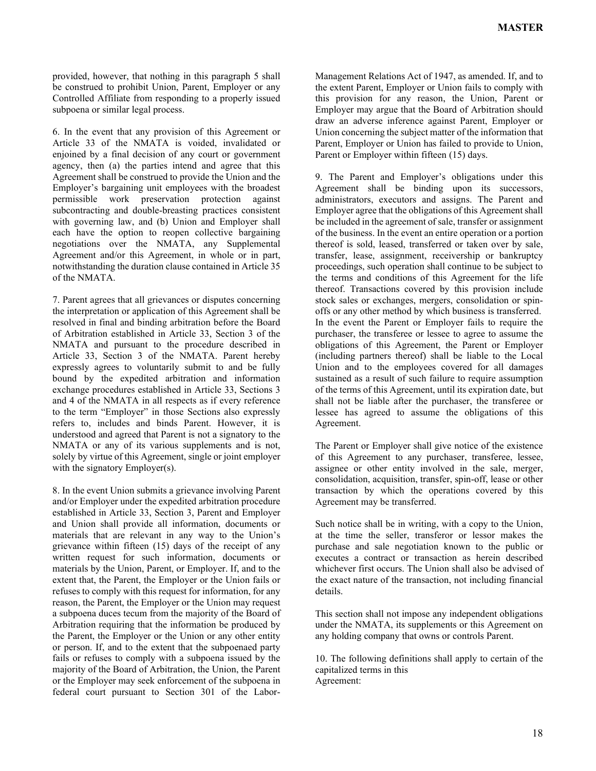provided, however, that nothing in this paragraph 5 shall be construed to prohibit Union, Parent, Employer or any Controlled Affiliate from responding to a properly issued subpoena or similar legal process.

6. In the event that any provision of this Agreement or Article 33 of the NMATA is voided, invalidated or enjoined by a final decision of any court or government agency, then (a) the parties intend and agree that this Agreement shall be construed to provide the Union and the Employer's bargaining unit employees with the broadest permissible work preservation protection against subcontracting and double-breasting practices consistent with governing law, and (b) Union and Employer shall each have the option to reopen collective bargaining negotiations over the NMATA, any Supplemental Agreement and/or this Agreement, in whole or in part, notwithstanding the duration clause contained in Article 35 of the NMATA.

7. Parent agrees that all grievances or disputes concerning the interpretation or application of this Agreement shall be resolved in final and binding arbitration before the Board of Arbitration established in Article 33, Section 3 of the NMATA and pursuant to the procedure described in Article 33, Section 3 of the NMATA. Parent hereby expressly agrees to voluntarily submit to and be fully bound by the expedited arbitration and information exchange procedures established in Article 33, Sections 3 and 4 of the NMATA in all respects as if every reference to the term "Employer" in those Sections also expressly refers to, includes and binds Parent. However, it is understood and agreed that Parent is not a signatory to the NMATA or any of its various supplements and is not, solely by virtue of this Agreement, single or joint employer with the signatory Employer(s).

8. In the event Union submits a grievance involving Parent and/or Employer under the expedited arbitration procedure established in Article 33, Section 3, Parent and Employer and Union shall provide all information, documents or materials that are relevant in any way to the Union's grievance within fifteen (15) days of the receipt of any written request for such information, documents or materials by the Union, Parent, or Employer. If, and to the extent that, the Parent, the Employer or the Union fails or refuses to comply with this request for information, for any reason, the Parent, the Employer or the Union may request a subpoena duces tecum from the majority of the Board of Arbitration requiring that the information be produced by the Parent, the Employer or the Union or any other entity or person. If, and to the extent that the subpoenaed party fails or refuses to comply with a subpoena issued by the majority of the Board of Arbitration, the Union, the Parent or the Employer may seek enforcement of the subpoena in federal court pursuant to Section 301 of the Labor-Management Relations Act of 1947, as amended. If, and to the extent Parent, Employer or Union fails to comply with this provision for any reason, the Union, Parent or Employer may argue that the Board of Arbitration should draw an adverse inference against Parent, Employer or Union concerning the subject matter of the information that Parent, Employer or Union has failed to provide to Union, Parent or Employer within fifteen (15) days.

9. The Parent and Employer's obligations under this Agreement shall be binding upon its successors, administrators, executors and assigns. The Parent and Employer agree that the obligations of this Agreement shall be included in the agreement of sale, transfer or assignment of the business. In the event an entire operation or a portion thereof is sold, leased, transferred or taken over by sale, transfer, lease, assignment, receivership or bankruptcy proceedings, such operation shall continue to be subject to the terms and conditions of this Agreement for the life thereof. Transactions covered by this provision include stock sales or exchanges, mergers, consolidation or spin-offs or any other method by which business is transferred. In the event the Parent or Employer fails to require the purchaser, the transferee or lessee to agree to assume the obligations of this Agreement, the Parent or Employer (including partners thereof) shall be liable to the Local Union and to the employees covered for all damages sustained as a result of such failure to require assumption of the terms of this Agreement, until its expiration date, but shall not be liable after the purchaser, the transferee or lessee has agreed to assume the obligations of this Agreement.

The Parent or Employer shall give notice of the existence of this Agreement to any purchaser, transferee, lessee, assignee or other entity involved in the sale, merger, consolidation, acquisition, transfer, spin-off, lease or other transaction by which the operations covered by this Agreement may be transferred.

Such notice shall be in writing, with a copy to the Union, at the time the seller, transferor or lessor makes the purchase and sale negotiation known to the public or executes a contract or transaction as herein described whichever first occurs. The Union shall also be advised of the exact nature of the transaction, not including financial details.

This section shall not impose any independent obligations under the NMATA, its supplements or this Agreement on any holding company that owns or controls Parent.

10. The following definitions shall apply to certain of the capitalized terms in this Agreement: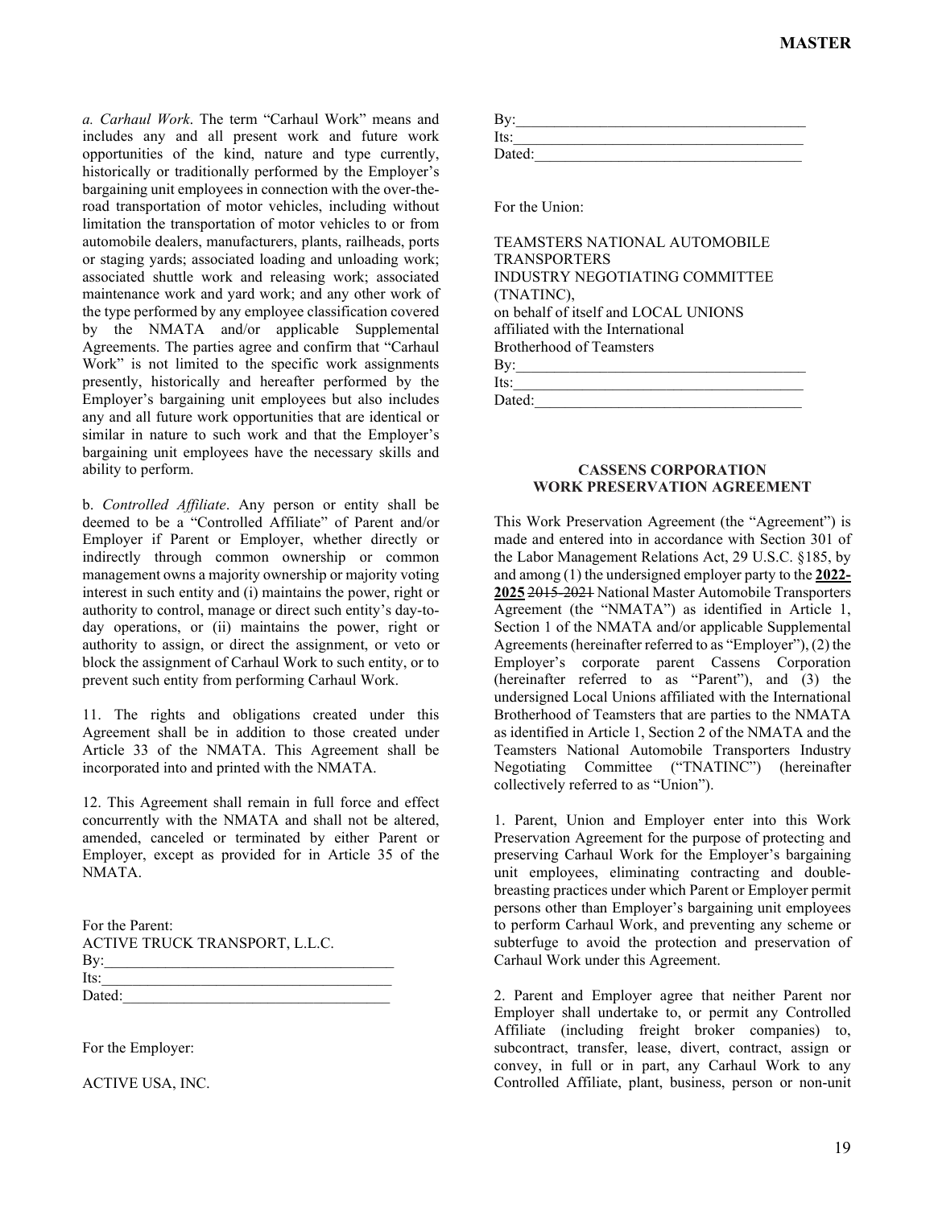*a. Carhaul Work*. The term "Carhaul Work" means and includes any and all present work and future work opportunities of the kind, nature and type currently, historically or traditionally performed by the Employer's bargaining unit employees in connection with the over-the-road transportation of motor vehicles, including without limitation the transportation of motor vehicles to or from automobile dealers, manufacturers, plants, railheads, ports or staging yards; associated loading and unloading work; associated shuttle work and releasing work; associated maintenance work and yard work; and any other work of the type performed by any employee classification covered by the NMATA and/or applicable Supplemental Agreements. The parties agree and confirm that "Carhaul Work" is not limited to the specific work assignments presently, historically and hereafter performed by the Employer's bargaining unit employees but also includes any and all future work opportunities that are identical or similar in nature to such work and that the Employer's bargaining unit employees have the necessary skills and ability to perform.

b. *Controlled Affiliate*. Any person or entity shall be deemed to be a "Controlled Affiliate" of Parent and/or Employer if Parent or Employer, whether directly or indirectly through common ownership or common management owns a majority ownership or majority voting interest in such entity and (i) maintains the power, right or authority to control, manage or direct such entity's day-to-day operations, or (ii) maintains the power, right or authority to assign, or direct the assignment, or veto or block the assignment of Carhaul Work to such entity, or to prevent such entity from performing Carhaul Work.

11. The rights and obligations created under this Agreement shall be in addition to those created under Article 33 of the NMATA. This Agreement shall be incorporated into and printed with the NMATA.

12. This Agreement shall remain in full force and effect concurrently with the NMATA and shall not be altered, amended, canceled or terminated by either Parent or Employer, except as provided for in Article 35 of the NMATA.

For the Parent:
ACTIVE TRUCK TRANSPORT, L.L.C.
By:______________________________________
Its:______________________________________
Dated:____________________________________

For the Employer:

ACTIVE USA, INC.

By:______________________________________
Its:______________________________________
Dated:____________________________________

For the Union:

TEAMSTERS NATIONAL AUTOMOBILE TRANSPORTERS INDUSTRY NEGOTIATING COMMITTEE (TNATINC),
on behalf of itself and LOCAL UNIONS affiliated with the International Brotherhood of Teamsters
By:______________________________________
Its:______________________________________
Dated:____________________________________

## CASSENS CORPORATION WORK PRESERVATION AGREEMENT

This Work Preservation Agreement (the "Agreement") is made and entered into in accordance with Section 301 of the Labor Management Relations Act, 29 U.S.C. §185, by and among (1) the undersigned employer party to the **2022-2025** ~~2015-2021~~ National Master Automobile Transporters Agreement (the "NMATA") as identified in Article 1, Section 1 of the NMATA and/or applicable Supplemental Agreements (hereinafter referred to as "Employer"), (2) the Employer's corporate parent Cassens Corporation (hereinafter referred to as "Parent"), and (3) the undersigned Local Unions affiliated with the International Brotherhood of Teamsters that are parties to the NMATA as identified in Article 1, Section 2 of the NMATA and the Teamsters National Automobile Transporters Industry Negotiating Committee ("TNATINC") (hereinafter collectively referred to as "Union").

1. Parent, Union and Employer enter into this Work Preservation Agreement for the purpose of protecting and preserving Carhaul Work for the Employer's bargaining unit employees, eliminating contracting and double-breasting practices under which Parent or Employer permit persons other than Employer's bargaining unit employees to perform Carhaul Work, and preventing any scheme or subterfuge to avoid the protection and preservation of Carhaul Work under this Agreement.

2. Parent and Employer agree that neither Parent nor Employer shall undertake to, or permit any Controlled Affiliate (including freight broker companies) to, subcontract, transfer, lease, divert, contract, assign or convey, in full or in part, any Carhaul Work to any Controlled Affiliate, plant, business, person or non-unit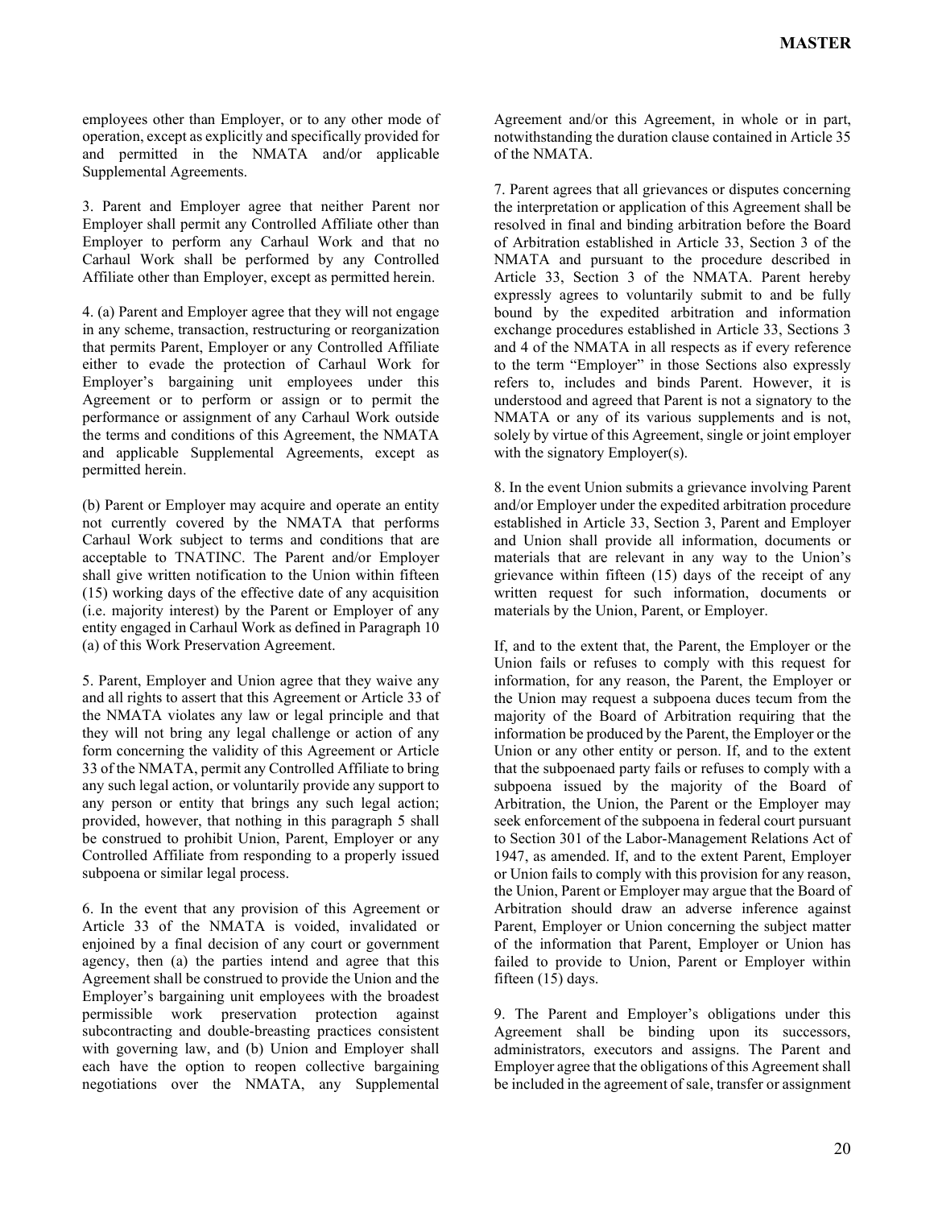employees other than Employer, or to any other mode of operation, except as explicitly and specifically provided for and permitted in the NMATA and/or applicable Supplemental Agreements.

3. Parent and Employer agree that neither Parent nor Employer shall permit any Controlled Affiliate other than Employer to perform any Carhaul Work and that no Carhaul Work shall be performed by any Controlled Affiliate other than Employer, except as permitted herein.

4. (a) Parent and Employer agree that they will not engage in any scheme, transaction, restructuring or reorganization that permits Parent, Employer or any Controlled Affiliate either to evade the protection of Carhaul Work for Employer's bargaining unit employees under this Agreement or to perform or assign or to permit the performance or assignment of any Carhaul Work outside the terms and conditions of this Agreement, the NMATA and applicable Supplemental Agreements, except as permitted herein.

(b) Parent or Employer may acquire and operate an entity not currently covered by the NMATA that performs Carhaul Work subject to terms and conditions that are acceptable to TNATINC. The Parent and/or Employer shall give written notification to the Union within fifteen (15) working days of the effective date of any acquisition (i.e. majority interest) by the Parent or Employer of any entity engaged in Carhaul Work as defined in Paragraph 10 (a) of this Work Preservation Agreement.

5. Parent, Employer and Union agree that they waive any and all rights to assert that this Agreement or Article 33 of the NMATA violates any law or legal principle and that they will not bring any legal challenge or action of any form concerning the validity of this Agreement or Article 33 of the NMATA, permit any Controlled Affiliate to bring any such legal action, or voluntarily provide any support to any person or entity that brings any such legal action; provided, however, that nothing in this paragraph 5 shall be construed to prohibit Union, Parent, Employer or any Controlled Affiliate from responding to a properly issued subpoena or similar legal process.

6. In the event that any provision of this Agreement or Article 33 of the NMATA is voided, invalidated or enjoined by a final decision of any court or government agency, then (a) the parties intend and agree that this Agreement shall be construed to provide the Union and the Employer's bargaining unit employees with the broadest permissible work preservation protection against subcontracting and double-breasting practices consistent with governing law, and (b) Union and Employer shall each have the option to reopen collective bargaining negotiations over the NMATA, any Supplemental Agreement and/or this Agreement, in whole or in part, notwithstanding the duration clause contained in Article 35 of the NMATA.

7. Parent agrees that all grievances or disputes concerning the interpretation or application of this Agreement shall be resolved in final and binding arbitration before the Board of Arbitration established in Article 33, Section 3 of the NMATA and pursuant to the procedure described in Article 33, Section 3 of the NMATA. Parent hereby expressly agrees to voluntarily submit to and be fully bound by the expedited arbitration and information exchange procedures established in Article 33, Sections 3 and 4 of the NMATA in all respects as if every reference to the term "Employer" in those Sections also expressly refers to, includes and binds Parent. However, it is understood and agreed that Parent is not a signatory to the NMATA or any of its various supplements and is not, solely by virtue of this Agreement, single or joint employer with the signatory Employer(s).

8. In the event Union submits a grievance involving Parent and/or Employer under the expedited arbitration procedure established in Article 33, Section 3, Parent and Employer and Union shall provide all information, documents or materials that are relevant in any way to the Union's grievance within fifteen (15) days of the receipt of any written request for such information, documents or materials by the Union, Parent, or Employer.

If, and to the extent that, the Parent, the Employer or the Union fails or refuses to comply with this request for information, for any reason, the Parent, the Employer or the Union may request a subpoena duces tecum from the majority of the Board of Arbitration requiring that the information be produced by the Parent, the Employer or the Union or any other entity or person. If, and to the extent that the subpoenaed party fails or refuses to comply with a subpoena issued by the majority of the Board of Arbitration, the Union, the Parent or the Employer may seek enforcement of the subpoena in federal court pursuant to Section 301 of the Labor-Management Relations Act of 1947, as amended. If, and to the extent Parent, Employer or Union fails to comply with this provision for any reason, the Union, Parent or Employer may argue that the Board of Arbitration should draw an adverse inference against Parent, Employer or Union concerning the subject matter of the information that Parent, Employer or Union has failed to provide to Union, Parent or Employer within fifteen (15) days.

9. The Parent and Employer's obligations under this Agreement shall be binding upon its successors, administrators, executors and assigns. The Parent and Employer agree that the obligations of this Agreement shall be included in the agreement of sale, transfer or assignment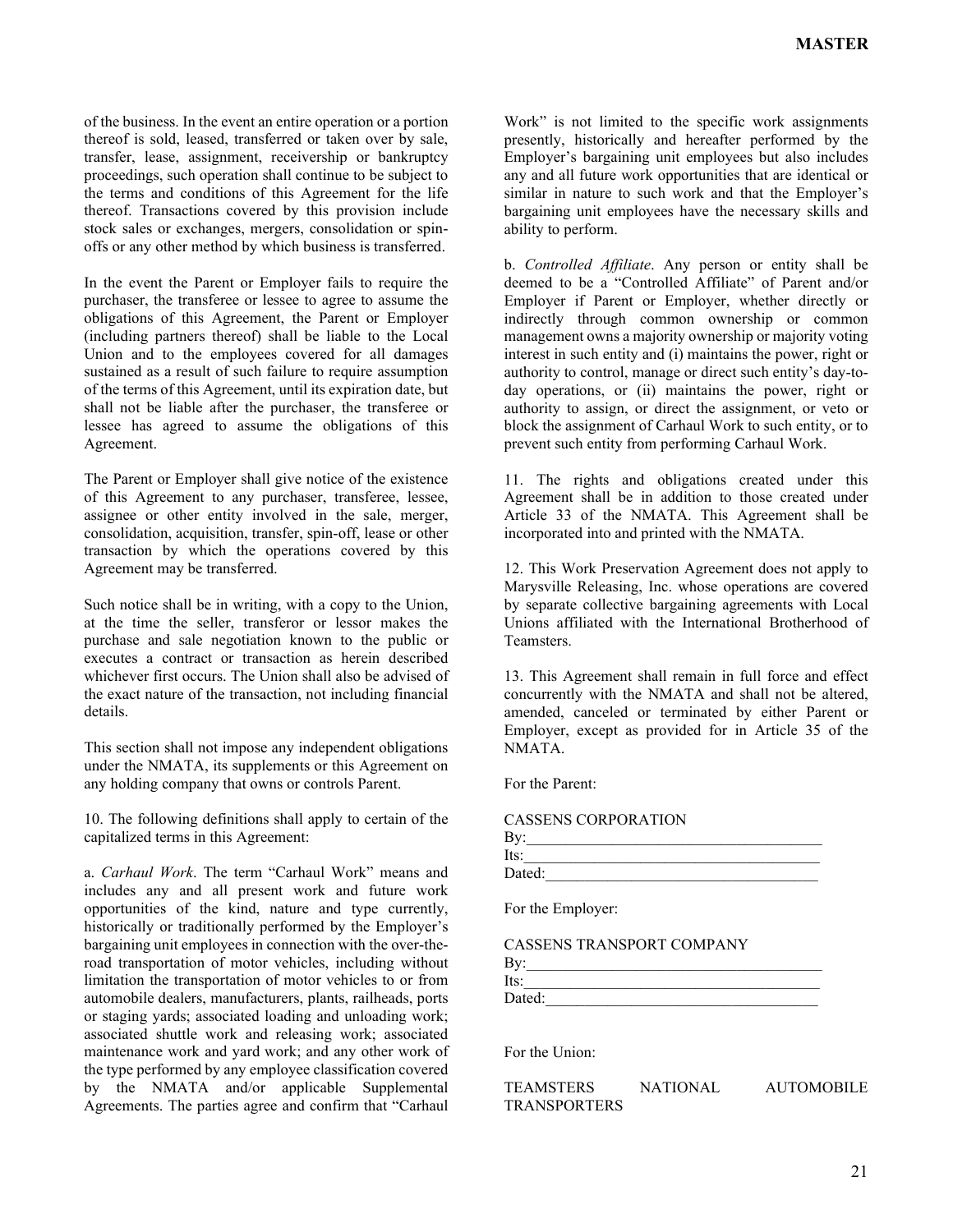of the business. In the event an entire operation or a portion thereof is sold, leased, transferred or taken over by sale, transfer, lease, assignment, receivership or bankruptcy proceedings, such operation shall continue to be subject to the terms and conditions of this Agreement for the life thereof. Transactions covered by this provision include stock sales or exchanges, mergers, consolidation or spin-offs or any other method by which business is transferred.

In the event the Parent or Employer fails to require the purchaser, the transferee or lessee to agree to assume the obligations of this Agreement, the Parent or Employer (including partners thereof) shall be liable to the Local Union and to the employees covered for all damages sustained as a result of such failure to require assumption of the terms of this Agreement, until its expiration date, but shall not be liable after the purchaser, the transferee or lessee has agreed to assume the obligations of this Agreement.

The Parent or Employer shall give notice of the existence of this Agreement to any purchaser, transferee, lessee, assignee or other entity involved in the sale, merger, consolidation, acquisition, transfer, spin-off, lease or other transaction by which the operations covered by this Agreement may be transferred.

Such notice shall be in writing, with a copy to the Union, at the time the seller, transferor or lessor makes the purchase and sale negotiation known to the public or executes a contract or transaction as herein described whichever first occurs. The Union shall also be advised of the exact nature of the transaction, not including financial details.

This section shall not impose any independent obligations under the NMATA, its supplements or this Agreement on any holding company that owns or controls Parent.

10. The following definitions shall apply to certain of the capitalized terms in this Agreement:

a. *Carhaul Work*. The term "Carhaul Work" means and includes any and all present work and future work opportunities of the kind, nature and type currently, historically or traditionally performed by the Employer's bargaining unit employees in connection with the over-the-road transportation of motor vehicles, including without limitation the transportation of motor vehicles to or from automobile dealers, manufacturers, plants, railheads, ports or staging yards; associated loading and unloading work; associated shuttle work and releasing work; associated maintenance work and yard work; and any other work of the type performed by any employee classification covered by the NMATA and/or applicable Supplemental Agreements. The parties agree and confirm that "Carhaul Work" is not limited to the specific work assignments presently, historically and hereafter performed by the Employer's bargaining unit employees but also includes any and all future work opportunities that are identical or similar in nature to such work and that the Employer's bargaining unit employees have the necessary skills and ability to perform.

b. *Controlled Affiliate*. Any person or entity shall be deemed to be a "Controlled Affiliate" of Parent and/or Employer if Parent or Employer, whether directly or indirectly through common ownership or common management owns a majority ownership or majority voting interest in such entity and (i) maintains the power, right or authority to control, manage or direct such entity's day-to-day operations, or (ii) maintains the power, right or authority to assign, or direct the assignment, or veto or block the assignment of Carhaul Work to such entity, or to prevent such entity from performing Carhaul Work.

11. The rights and obligations created under this Agreement shall be in addition to those created under Article 33 of the NMATA. This Agreement shall be incorporated into and printed with the NMATA.

12. This Work Preservation Agreement does not apply to Marysville Releasing, Inc. whose operations are covered by separate collective bargaining agreements with Local Unions affiliated with the International Brotherhood of Teamsters.

13. This Agreement shall remain in full force and effect concurrently with the NMATA and shall not be altered, amended, canceled or terminated by either Parent or Employer, except as provided for in Article 35 of the NMATA.

For the Parent:

CASSENS CORPORATION
By:\_\_\_\_\_\_\_\_\_\_\_\_\_\_\_\_\_\_\_\_\_\_\_\_\_\_\_\_\_\_\_\_\_\_\_\_
Its:\_\_\_\_\_\_\_\_\_\_\_\_\_\_\_\_\_\_\_\_\_\_\_\_\_\_\_\_\_\_\_\_\_\_\_\_
Dated:\_\_\_\_\_\_\_\_\_\_\_\_\_\_\_\_\_\_\_\_\_\_\_\_\_\_\_\_\_\_\_\_\_

For the Employer:

CASSENS TRANSPORT COMPANY
By:\_\_\_\_\_\_\_\_\_\_\_\_\_\_\_\_\_\_\_\_\_\_\_\_\_\_\_\_\_\_\_\_\_\_\_\_
Its:\_\_\_\_\_\_\_\_\_\_\_\_\_\_\_\_\_\_\_\_\_\_\_\_\_\_\_\_\_\_\_\_\_\_\_\_
Dated:\_\_\_\_\_\_\_\_\_\_\_\_\_\_\_\_\_\_\_\_\_\_\_\_\_\_\_\_\_\_\_\_\_

For the Union:

TEAMSTERS NATIONAL AUTOMOBILE TRANSPORTERS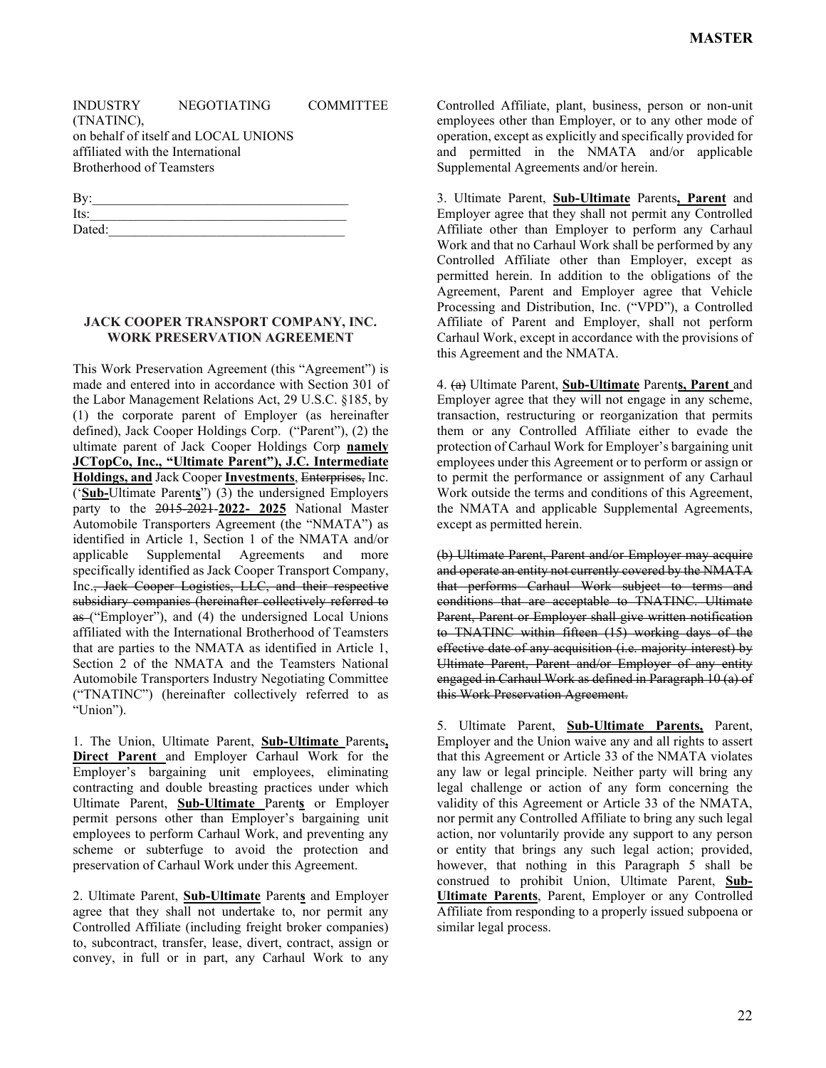INDUSTRY NEGOTIATING COMMITTEE (TNATINC),
on behalf of itself and LOCAL UNIONS
affiliated with the International
Brotherhood of Teamsters

By:______________________________________
Its:______________________________________
Dated:___________________________________

**JACK COOPER TRANSPORT COMPANY, INC. WORK PRESERVATION AGREEMENT**

This Work Preservation Agreement (this "Agreement") is made and entered into in accordance with Section 301 of the Labor Management Relations Act, 29 U.S.C. §185, by (1) the corporate parent of Employer (as hereinafter defined), Jack Cooper Holdings Corp. ("Parent"), (2) the ultimate parent of Jack Cooper Holdings Corp **namely JCTopCo, Inc., "Ultimate Parent"), J.C. Intermediate Holdings, and** Jack Cooper **Investments**, ~~Enterprises,~~ Inc. ('**Sub-**Ultimate Parent**s**") (3) the undersigned Employers party to the ~~2015-2021~~ **2022- 2025** National Master Automobile Transporters Agreement (the "NMATA") as identified in Article 1, Section 1 of the NMATA and/or applicable Supplemental Agreements and more specifically identified as Jack Cooper Transport Company, Inc.~~, Jack Cooper Logistics, LLC, and their respective subsidiary companies (hereinafter collectively referred to as~~ ("Employer"), and (4) the undersigned Local Unions affiliated with the International Brotherhood of Teamsters that are parties to the NMATA as identified in Article 1, Section 2 of the NMATA and the Teamsters National Automobile Transporters Industry Negotiating Committee ("TNATINC") (hereinafter collectively referred to as "Union").

1. The Union, Ultimate Parent, **Sub-Ultimate** Parents**, Direct Parent** and Employer Carhaul Work for the Employer's bargaining unit employees, eliminating contracting and double breasting practices under which Ultimate Parent, **Sub-Ultimate** Parent**s** or Employer permit persons other than Employer's bargaining unit employees to perform Carhaul Work, and preventing any scheme or subterfuge to avoid the protection and preservation of Carhaul Work under this Agreement.

2. Ultimate Parent, **Sub-Ultimate** Parent**s** and Employer agree that they shall not undertake to, nor permit any Controlled Affiliate (including freight broker companies) to, subcontract, transfer, lease, divert, contract, assign or convey, in full or in part, any Carhaul Work to any Controlled Affiliate, plant, business, person or non-unit employees other than Employer, or to any other mode of operation, except as explicitly and specifically provided for and permitted in the NMATA and/or applicable Supplemental Agreements and/or herein.

3. Ultimate Parent, **Sub-Ultimate** Parents**, Parent** and Employer agree that they shall not permit any Controlled Affiliate other than Employer to perform any Carhaul Work and that no Carhaul Work shall be performed by any Controlled Affiliate other than Employer, except as permitted herein. In addition to the obligations of the Agreement, Parent and Employer agree that Vehicle Processing and Distribution, Inc. ("VPD"), a Controlled Affiliate of Parent and Employer, shall not perform Carhaul Work, except in accordance with the provisions of this Agreement and the NMATA.

4. ~~(a)~~ Ultimate Parent, **Sub-Ultimate** Parent**s, Parent** and Employer agree that they will not engage in any scheme, transaction, restructuring or reorganization that permits them or any Controlled Affiliate either to evade the protection of Carhaul Work for Employer's bargaining unit employees under this Agreement or to perform or assign or to permit the performance or assignment of any Carhaul Work outside the terms and conditions of this Agreement, the NMATA and applicable Supplemental Agreements, except as permitted herein.

~~(b) Ultimate Parent, Parent and/or Employer may acquire and operate an entity not currently covered by the NMATA that performs Carhaul Work subject to terms and conditions that are acceptable to TNATINC. Ultimate Parent, Parent or Employer shall give written notification to TNATINC within fifteen (15) working days of the effective date of any acquisition (i.e. majority interest) by Ultimate Parent, Parent and/or Employer of any entity engaged in Carhaul Work as defined in Paragraph 10 (a) of this Work Preservation Agreement.~~

5. Ultimate Parent, **Sub-Ultimate Parents,** Parent, Employer and the Union waive any and all rights to assert that this Agreement or Article 33 of the NMATA violates any law or legal principle. Neither party will bring any legal challenge or action of any form concerning the validity of this Agreement or Article 33 of the NMATA, nor permit any Controlled Affiliate to bring any such legal action, nor voluntarily provide any support to any person or entity that brings any such legal action; provided, however, that nothing in this Paragraph 5 shall be construed to prohibit Union, Ultimate Parent, **Sub-Ultimate Parents**, Parent, Employer or any Controlled Affiliate from responding to a properly issued subpoena or similar legal process.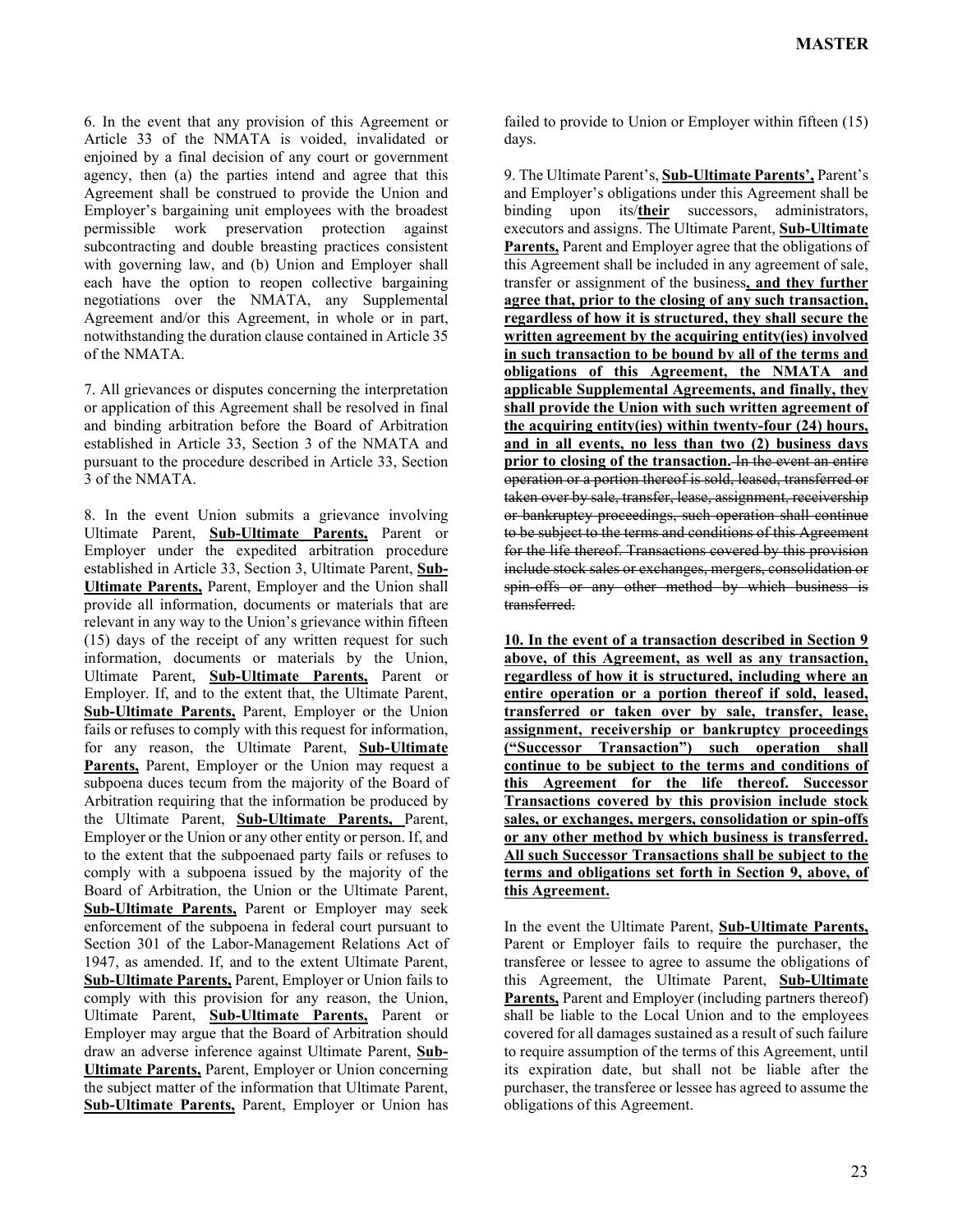6. In the event that any provision of this Agreement or Article 33 of the NMATA is voided, invalidated or enjoined by a final decision of any court or government agency, then (a) the parties intend and agree that this Agreement shall be construed to provide the Union and Employer's bargaining unit employees with the broadest permissible work preservation protection against subcontracting and double breasting practices consistent with governing law, and (b) Union and Employer shall each have the option to reopen collective bargaining negotiations over the NMATA, any Supplemental Agreement and/or this Agreement, in whole or in part, notwithstanding the duration clause contained in Article 35 of the NMATA.

7. All grievances or disputes concerning the interpretation or application of this Agreement shall be resolved in final and binding arbitration before the Board of Arbitration established in Article 33, Section 3 of the NMATA and pursuant to the procedure described in Article 33, Section 3 of the NMATA.

8. In the event Union submits a grievance involving Ultimate Parent, **Sub-Ultimate Parents,** Parent or Employer under the expedited arbitration procedure established in Article 33, Section 3, Ultimate Parent, **Sub-Ultimate Parents,** Parent, Employer and the Union shall provide all information, documents or materials that are relevant in any way to the Union's grievance within fifteen (15) days of the receipt of any written request for such information, documents or materials by the Union, Ultimate Parent, **Sub-Ultimate Parents,** Parent or Employer. If, and to the extent that, the Ultimate Parent, **Sub-Ultimate Parents,** Parent, Employer or the Union fails or refuses to comply with this request for information, for any reason, the Ultimate Parent, **Sub-Ultimate Parents,** Parent, Employer or the Union may request a subpoena duces tecum from the majority of the Board of Arbitration requiring that the information be produced by the Ultimate Parent, **Sub-Ultimate Parents,** Parent, Employer or the Union or any other entity or person. If, and to the extent that the subpoenaed party fails or refuses to comply with a subpoena issued by the majority of the Board of Arbitration, the Union or the Ultimate Parent, **Sub-Ultimate Parents,** Parent or Employer may seek enforcement of the subpoena in federal court pursuant to Section 301 of the Labor-Management Relations Act of 1947, as amended. If, and to the extent Ultimate Parent, **Sub-Ultimate Parents,** Parent, Employer or Union fails to comply with this provision for any reason, the Union, Ultimate Parent, **Sub-Ultimate Parents,** Parent or Employer may argue that the Board of Arbitration should draw an adverse inference against Ultimate Parent, **Sub-Ultimate Parents,** Parent, Employer or Union concerning the subject matter of the information that Ultimate Parent, **Sub-Ultimate Parents,** Parent, Employer or Union has failed to provide to Union or Employer within fifteen (15) days.

9. The Ultimate Parent's, **Sub-Ultimate Parents',** Parent's and Employer's obligations under this Agreement shall be binding upon its/**their** successors, administrators, executors and assigns. The Ultimate Parent, **Sub-Ultimate Parents,** Parent and Employer agree that the obligations of this Agreement shall be included in any agreement of sale, transfer or assignment of the business**, and they further agree that, prior to the closing of any such transaction, regardless of how it is structured, they shall secure the written agreement by the acquiring entity(ies) involved in such transaction to be bound by all of the terms and obligations of this Agreement, the NMATA and applicable Supplemental Agreements, and finally, they shall provide the Union with such written agreement of the acquiring entity(ies) within twenty-four (24) hours, and in all events, no less than two (2) business days prior to closing of the transaction.** ~~In the event an entire operation or a portion thereof is sold, leased, transferred or taken over by sale, transfer, lease, assignment, receivership or bankruptcy proceedings, such operation shall continue to be subject to the terms and conditions of this Agreement for the life thereof. Transactions covered by this provision include stock sales or exchanges, mergers, consolidation or spin-offs or any other method by which business is transferred.~~

**10. In the event of a transaction described in Section 9 above, of this Agreement, as well as any transaction, regardless of how it is structured, including where an entire operation or a portion thereof if sold, leased, transferred or taken over by sale, transfer, lease, assignment, receivership or bankruptcy proceedings ("Successor Transaction") such operation shall continue to be subject to the terms and conditions of this Agreement for the life thereof. Successor Transactions covered by this provision include stock sales, or exchanges, mergers, consolidation or spin-offs or any other method by which business is transferred. All such Successor Transactions shall be subject to the terms and obligations set forth in Section 9, above, of this Agreement.**

In the event the Ultimate Parent, **Sub-Ultimate Parents,** Parent or Employer fails to require the purchaser, the transferee or lessee to agree to assume the obligations of this Agreement, the Ultimate Parent, **Sub-Ultimate Parents,** Parent and Employer (including partners thereof) shall be liable to the Local Union and to the employees covered for all damages sustained as a result of such failure to require assumption of the terms of this Agreement, until its expiration date, but shall not be liable after the purchaser, the transferee or lessee has agreed to assume the obligations of this Agreement.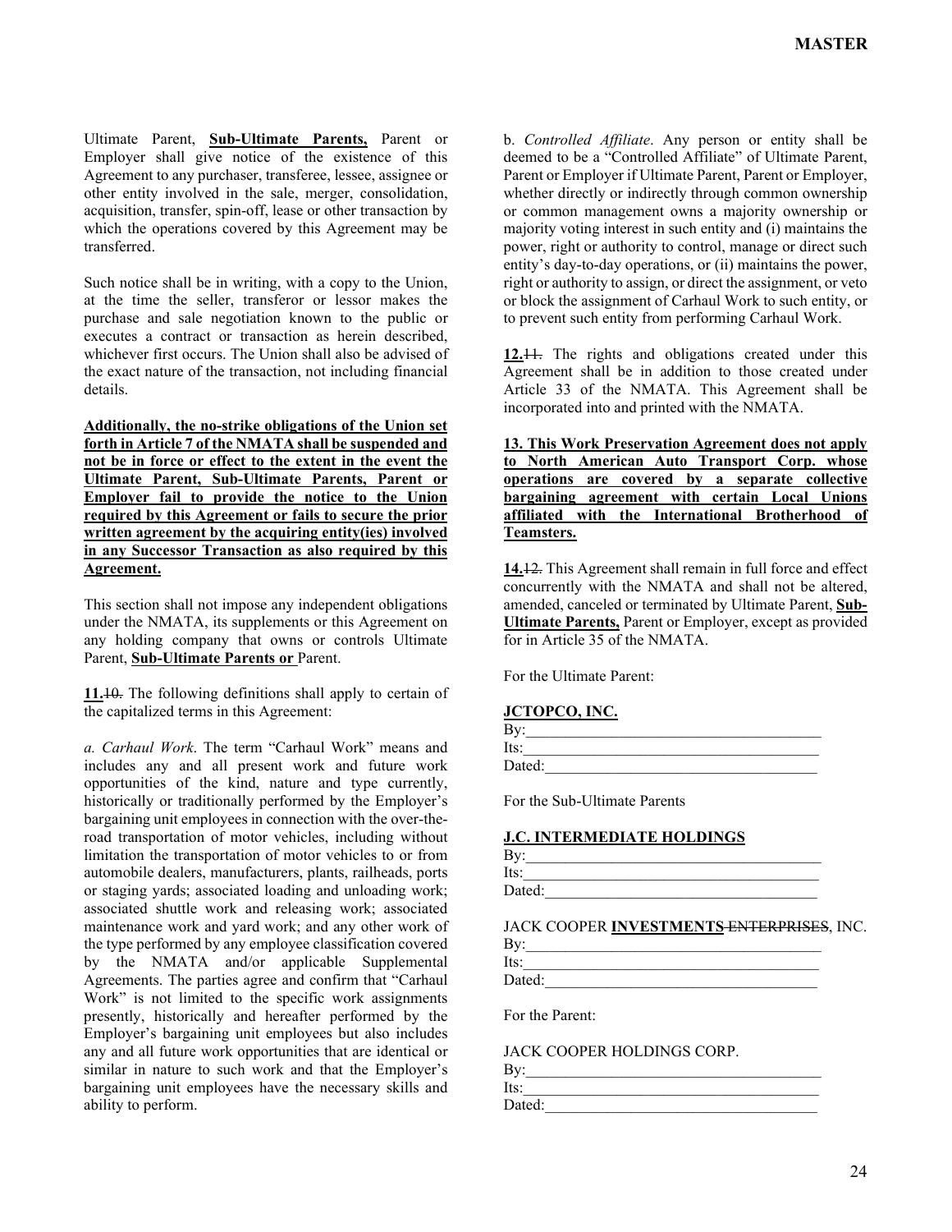Ultimate Parent, **Sub-Ultimate Parents,** Parent or Employer shall give notice of the existence of this Agreement to any purchaser, transferee, lessee, assignee or other entity involved in the sale, merger, consolidation, acquisition, transfer, spin-off, lease or other transaction by which the operations covered by this Agreement may be transferred.

Such notice shall be in writing, with a copy to the Union, at the time the seller, transferor or lessor makes the purchase and sale negotiation known to the public or executes a contract or transaction as herein described, whichever first occurs. The Union shall also be advised of the exact nature of the transaction, not including financial details.

**Additionally, the no-strike obligations of the Union set forth in Article 7 of the NMATA shall be suspended and not be in force or effect to the extent in the event the Ultimate Parent, Sub-Ultimate Parents, Parent or Employer fail to provide the notice to the Union required by this Agreement or fails to secure the prior written agreement by the acquiring entity(ies) involved in any Successor Transaction as also required by this Agreement.**

This section shall not impose any independent obligations under the NMATA, its supplements or this Agreement on any holding company that owns or controls Ultimate Parent, **Sub-Ultimate Parents or** Parent.

**11.**~~10.~~ The following definitions shall apply to certain of the capitalized terms in this Agreement:

*a. Carhaul Work*. The term "Carhaul Work" means and includes any and all present work and future work opportunities of the kind, nature and type currently, historically or traditionally performed by the Employer's bargaining unit employees in connection with the over-the-road transportation of motor vehicles, including without limitation the transportation of motor vehicles to or from automobile dealers, manufacturers, plants, railheads, ports or staging yards; associated loading and unloading work; associated shuttle work and releasing work; associated maintenance work and yard work; and any other work of the type performed by any employee classification covered by the NMATA and/or applicable Supplemental Agreements. The parties agree and confirm that "Carhaul Work" is not limited to the specific work assignments presently, historically and hereafter performed by the Employer's bargaining unit employees but also includes any and all future work opportunities that are identical or similar in nature to such work and that the Employer's bargaining unit employees have the necessary skills and ability to perform.

b. *Controlled Affiliate*. Any person or entity shall be deemed to be a "Controlled Affiliate" of Ultimate Parent, Parent or Employer if Ultimate Parent, Parent or Employer, whether directly or indirectly through common ownership or common management owns a majority ownership or majority voting interest in such entity and (i) maintains the power, right or authority to control, manage or direct such entity's day-to-day operations, or (ii) maintains the power, right or authority to assign, or direct the assignment, or veto or block the assignment of Carhaul Work to such entity, or to prevent such entity from performing Carhaul Work.

**12.**~~11.~~ The rights and obligations created under this Agreement shall be in addition to those created under Article 33 of the NMATA. This Agreement shall be incorporated into and printed with the NMATA.

**13. This Work Preservation Agreement does not apply to North American Auto Transport Corp. whose operations are covered by a separate collective bargaining agreement with certain Local Unions affiliated with the International Brotherhood of Teamsters.**

**14.**~~12.~~ This Agreement shall remain in full force and effect concurrently with the NMATA and shall not be altered, amended, canceled or terminated by Ultimate Parent, **Sub-Ultimate Parents,** Parent or Employer, except as provided for in Article 35 of the NMATA.

For the Ultimate Parent:

**JCTOPCO, INC.**

By:______________________________________

Its:______________________________________

Dated:____________________________________

For the Sub-Ultimate Parents

**J.C. INTERMEDIATE HOLDINGS**

By:______________________________________

Its:______________________________________

Dated:____________________________________

JACK COOPER **INVESTMENTS** ~~ENTERPRISES~~, INC.

By:______________________________________

Its:______________________________________

Dated:____________________________________

For the Parent:

JACK COOPER HOLDINGS CORP.

By:______________________________________

Its:______________________________________

Dated:____________________________________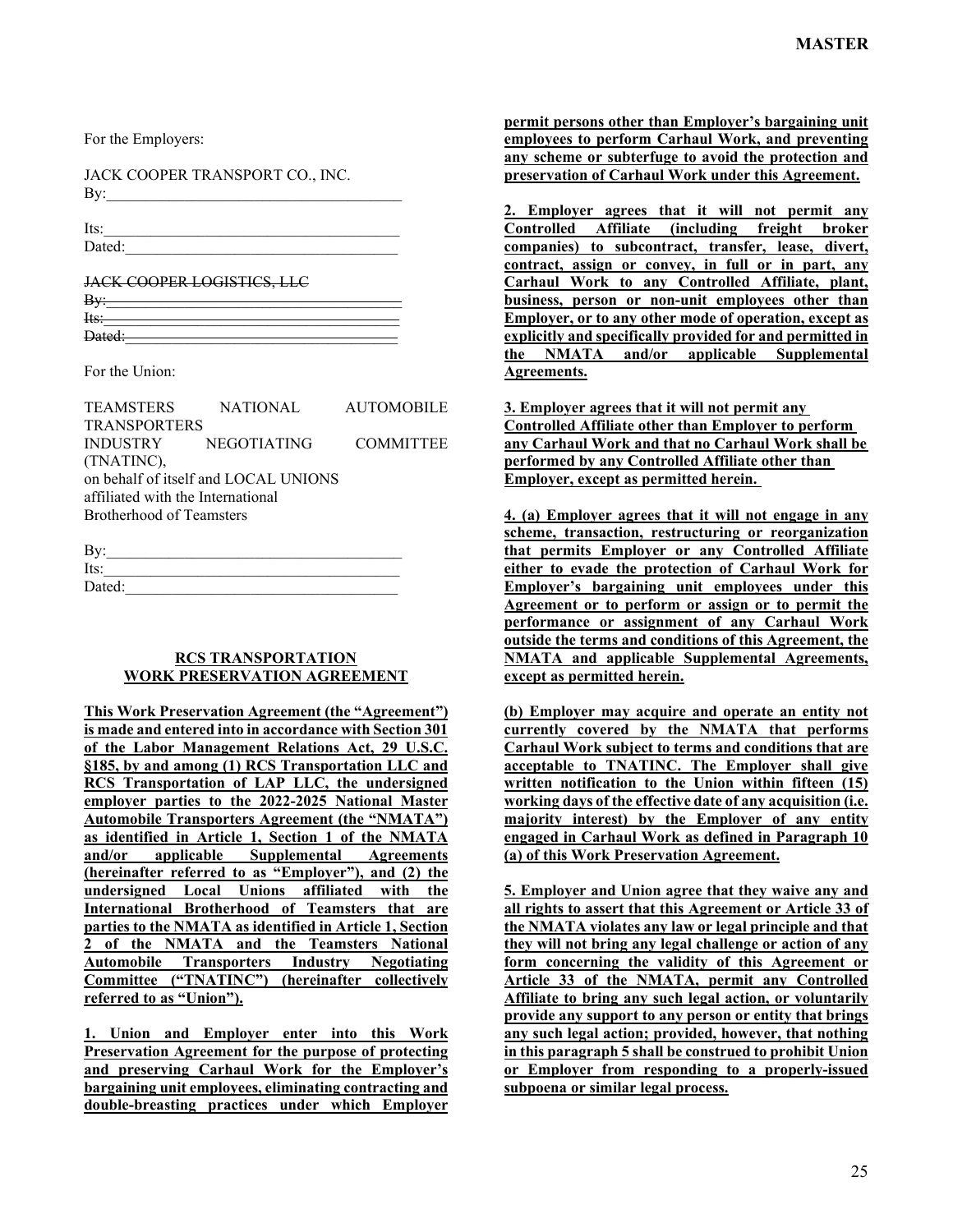For the Employers:

JACK COOPER TRANSPORT CO., INC.
By:______________________________________

Its:______________________________________
Dated:____________________________________

~~JACK COOPER LOGISTICS, LLC~~
~~By:______________________________________~~
~~Its:______________________________________~~
~~Dated:____________________________________~~

For the Union:

TEAMSTERS NATIONAL AUTOMOBILE TRANSPORTERS INDUSTRY NEGOTIATING COMMITTEE (TNATINC),
on behalf of itself and LOCAL UNIONS affiliated with the International Brotherhood of Teamsters

By:______________________________________
Its:______________________________________
Dated:____________________________________

## RCS TRANSPORTATION WORK PRESERVATION AGREEMENT

**This Work Preservation Agreement (the "Agreement") is made and entered into in accordance with Section 301 of the Labor Management Relations Act, 29 U.S.C. §185, by and among (1) RCS Transportation LLC and RCS Transportation of LAP LLC, the undersigned employer parties to the 2022-2025 National Master Automobile Transporters Agreement (the "NMATA") as identified in Article 1, Section 1 of the NMATA and/or applicable Supplemental Agreements (hereinafter referred to as "Employer"), and (2) the undersigned Local Unions affiliated with the International Brotherhood of Teamsters that are parties to the NMATA as identified in Article 1, Section 2 of the NMATA and the Teamsters National Automobile Transporters Industry Negotiating Committee ("TNATINC") (hereinafter collectively referred to as "Union").**

**1. Union and Employer enter into this Work Preservation Agreement for the purpose of protecting and preserving Carhaul Work for the Employer's bargaining unit employees, eliminating contracting and double-breasting practices under which Employer permit persons other than Employer's bargaining unit employees to perform Carhaul Work, and preventing any scheme or subterfuge to avoid the protection and preservation of Carhaul Work under this Agreement.**

**2. Employer agrees that it will not permit any Controlled Affiliate (including freight broker companies) to subcontract, transfer, lease, divert, contract, assign or convey, in full or in part, any Carhaul Work to any Controlled Affiliate, plant, business, person or non-unit employees other than Employer, or to any other mode of operation, except as explicitly and specifically provided for and permitted in the NMATA and/or applicable Supplemental Agreements.**

**3. Employer agrees that it will not permit any Controlled Affiliate other than Employer to perform any Carhaul Work and that no Carhaul Work shall be performed by any Controlled Affiliate other than Employer, except as permitted herein.**

**4. (a) Employer agrees that it will not engage in any scheme, transaction, restructuring or reorganization that permits Employer or any Controlled Affiliate either to evade the protection of Carhaul Work for Employer's bargaining unit employees under this Agreement or to perform or assign or to permit the performance or assignment of any Carhaul Work outside the terms and conditions of this Agreement, the NMATA and applicable Supplemental Agreements, except as permitted herein.**

**(b) Employer may acquire and operate an entity not currently covered by the NMATA that performs Carhaul Work subject to terms and conditions that are acceptable to TNATINC. The Employer shall give written notification to the Union within fifteen (15) working days of the effective date of any acquisition (i.e. majority interest) by the Employer of any entity engaged in Carhaul Work as defined in Paragraph 10 (a) of this Work Preservation Agreement.**

**5. Employer and Union agree that they waive any and all rights to assert that this Agreement or Article 33 of the NMATA violates any law or legal principle and that they will not bring any legal challenge or action of any form concerning the validity of this Agreement or Article 33 of the NMATA, permit any Controlled Affiliate to bring any such legal action, or voluntarily provide any support to any person or entity that brings any such legal action; provided, however, that nothing in this paragraph 5 shall be construed to prohibit Union or Employer from responding to a properly-issued subpoena or similar legal process.**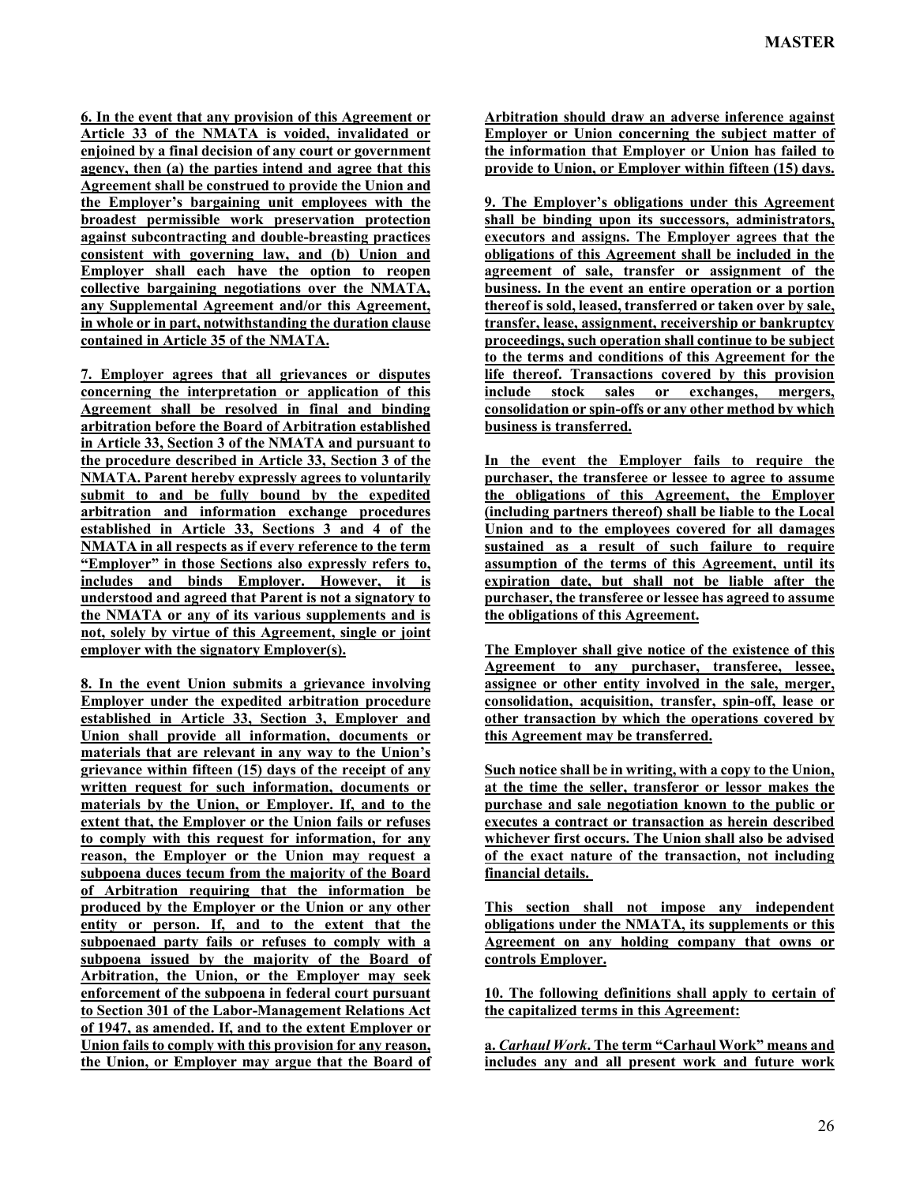**6. In the event that any provision of this Agreement or Article 33 of the NMATA is voided, invalidated or enjoined by a final decision of any court or government agency, then (a) the parties intend and agree that this Agreement shall be construed to provide the Union and the Employer's bargaining unit employees with the broadest permissible work preservation protection against subcontracting and double-breasting practices consistent with governing law, and (b) Union and Employer shall each have the option to reopen collective bargaining negotiations over the NMATA, any Supplemental Agreement and/or this Agreement, in whole or in part, notwithstanding the duration clause contained in Article 35 of the NMATA.**

**7. Employer agrees that all grievances or disputes concerning the interpretation or application of this Agreement shall be resolved in final and binding arbitration before the Board of Arbitration established in Article 33, Section 3 of the NMATA and pursuant to the procedure described in Article 33, Section 3 of the NMATA. Parent hereby expressly agrees to voluntarily submit to and be fully bound by the expedited arbitration and information exchange procedures established in Article 33, Sections 3 and 4 of the NMATA in all respects as if every reference to the term "Employer" in those Sections also expressly refers to, includes and binds Employer. However, it is understood and agreed that Parent is not a signatory to the NMATA or any of its various supplements and is not, solely by virtue of this Agreement, single or joint employer with the signatory Employer(s).**

**8. In the event Union submits a grievance involving Employer under the expedited arbitration procedure established in Article 33, Section 3, Employer and Union shall provide all information, documents or materials that are relevant in any way to the Union's grievance within fifteen (15) days of the receipt of any written request for such information, documents or materials by the Union, or Employer. If, and to the extent that, the Employer or the Union fails or refuses to comply with this request for information, for any reason, the Employer or the Union may request a subpoena duces tecum from the majority of the Board of Arbitration requiring that the information be produced by the Employer or the Union or any other entity or person. If, and to the extent that the subpoenaed party fails or refuses to comply with a subpoena issued by the majority of the Board of Arbitration, the Union, or the Employer may seek enforcement of the subpoena in federal court pursuant to Section 301 of the Labor-Management Relations Act of 1947, as amended. If, and to the extent Employer or Union fails to comply with this provision for any reason, the Union, or Employer may argue that the Board of Arbitration should draw an adverse inference against Employer or Union concerning the subject matter of the information that Employer or Union has failed to provide to Union, or Employer within fifteen (15) days.**

**9. The Employer's obligations under this Agreement shall be binding upon its successors, administrators, executors and assigns. The Employer agrees that the obligations of this Agreement shall be included in the agreement of sale, transfer or assignment of the business. In the event an entire operation or a portion thereof is sold, leased, transferred or taken over by sale, transfer, lease, assignment, receivership or bankruptcy proceedings, such operation shall continue to be subject to the terms and conditions of this Agreement for the life thereof. Transactions covered by this provision include stock sales or exchanges, mergers, consolidation or spin-offs or any other method by which business is transferred.**

**In the event the Employer fails to require the purchaser, the transferee or lessee to agree to assume the obligations of this Agreement, the Employer (including partners thereof) shall be liable to the Local Union and to the employees covered for all damages sustained as a result of such failure to require assumption of the terms of this Agreement, until its expiration date, but shall not be liable after the purchaser, the transferee or lessee has agreed to assume the obligations of this Agreement.**

**The Employer shall give notice of the existence of this Agreement to any purchaser, transferee, lessee, assignee or other entity involved in the sale, merger, consolidation, acquisition, transfer, spin-off, lease or other transaction by which the operations covered by this Agreement may be transferred.**

**Such notice shall be in writing, with a copy to the Union, at the time the seller, transferor or lessor makes the purchase and sale negotiation known to the public or executes a contract or transaction as herein described whichever first occurs. The Union shall also be advised of the exact nature of the transaction, not including financial details.**

**This section shall not impose any independent obligations under the NMATA, its supplements or this Agreement on any holding company that owns or controls Employer.**

**10. The following definitions shall apply to certain of the capitalized terms in this Agreement:**

**a. *Carhaul Work*. The term "Carhaul Work" means and includes any and all present work and future work**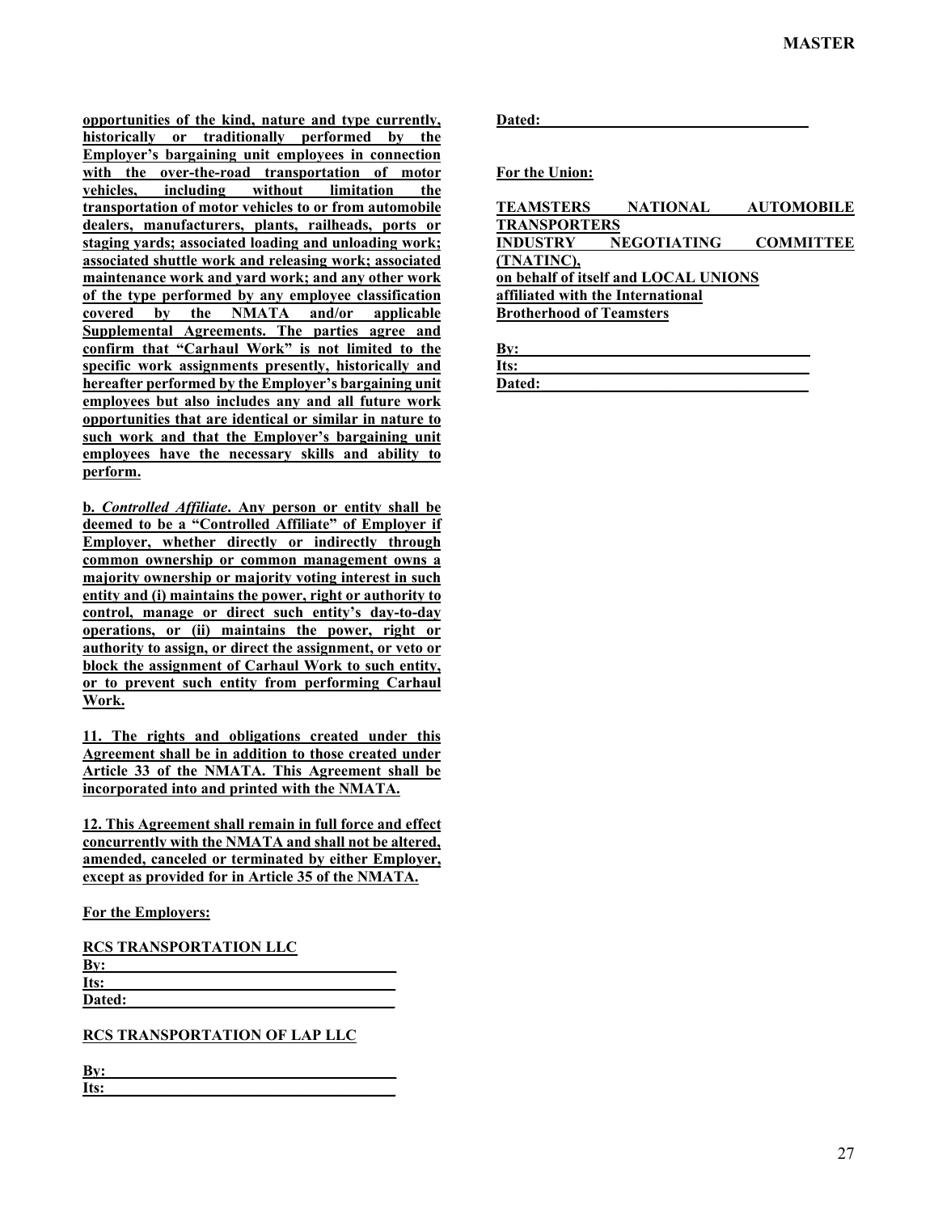**opportunities of the kind, nature and type currently, historically or traditionally performed by the Employer's bargaining unit employees in connection with the over-the-road transportation of motor vehicles, including without limitation the transportation of motor vehicles to or from automobile dealers, manufacturers, plants, railheads, ports or staging yards; associated loading and unloading work; associated shuttle work and releasing work; associated maintenance work and yard work; and any other work of the type performed by any employee classification covered by the NMATA and/or applicable Supplemental Agreements. The parties agree and confirm that "Carhaul Work" is not limited to the specific work assignments presently, historically and hereafter performed by the Employer's bargaining unit employees but also includes any and all future work opportunities that are identical or similar in nature to such work and that the Employer's bargaining unit employees have the necessary skills and ability to perform.**

**b. *Controlled Affiliate*. Any person or entity shall be deemed to be a "Controlled Affiliate" of Employer if Employer, whether directly or indirectly through common ownership or common management owns a majority ownership or majority voting interest in such entity and (i) maintains the power, right or authority to control, manage or direct such entity's day-to-day operations, or (ii) maintains the power, right or authority to assign, or direct the assignment, or veto or block the assignment of Carhaul Work to such entity, or to prevent such entity from performing Carhaul Work.**

**11. The rights and obligations created under this Agreement shall be in addition to those created under Article 33 of the NMATA. This Agreement shall be incorporated into and printed with the NMATA.**

**12. This Agreement shall remain in full force and effect concurrently with the NMATA and shall not be altered, amended, canceled or terminated by either Employer, except as provided for in Article 35 of the NMATA.**

**For the Employers:**

**RCS TRANSPORTATION LLC**
**By:** ______________________
**Its:** ______________________
**Dated:** ______________________

**RCS TRANSPORTATION OF LAP LLC**

**By:** ______________________
**Its:** ______________________
**Dated:** ______________________

**For the Union:**

**TEAMSTERS NATIONAL AUTOMOBILE TRANSPORTERS INDUSTRY NEGOTIATING COMMITTEE (TNATINC), on behalf of itself and LOCAL UNIONS affiliated with the International Brotherhood of Teamsters**

**By:** ______________________
**Its:** ______________________
**Dated:** ______________________